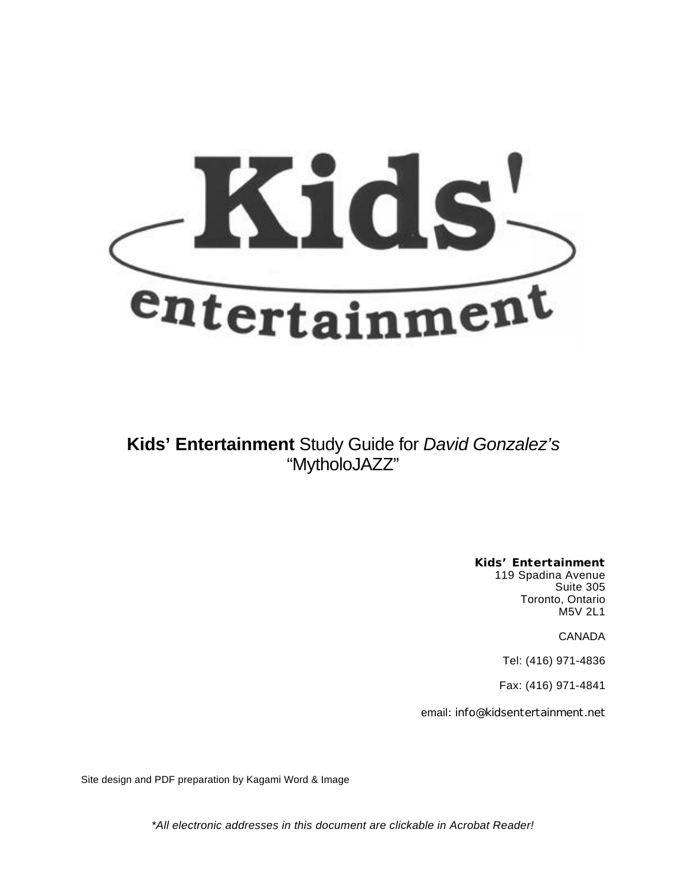**Kids' Entertainment** Study Guide for *David Gonzalez's* "MytholoJAZZ"

**Kids' Entertainment**
119 Spadina Avenue
Suite 305
Toronto, Ontario
M5V 2L1

CANADA

Tel: (416) 971-4836

Fax: (416) 971-4841

email: info@kidsentertainment.net

Site design and PDF preparation by Kagami Word & Image

*\*All electronic addresses in this document are clickable in Acrobat Reader!*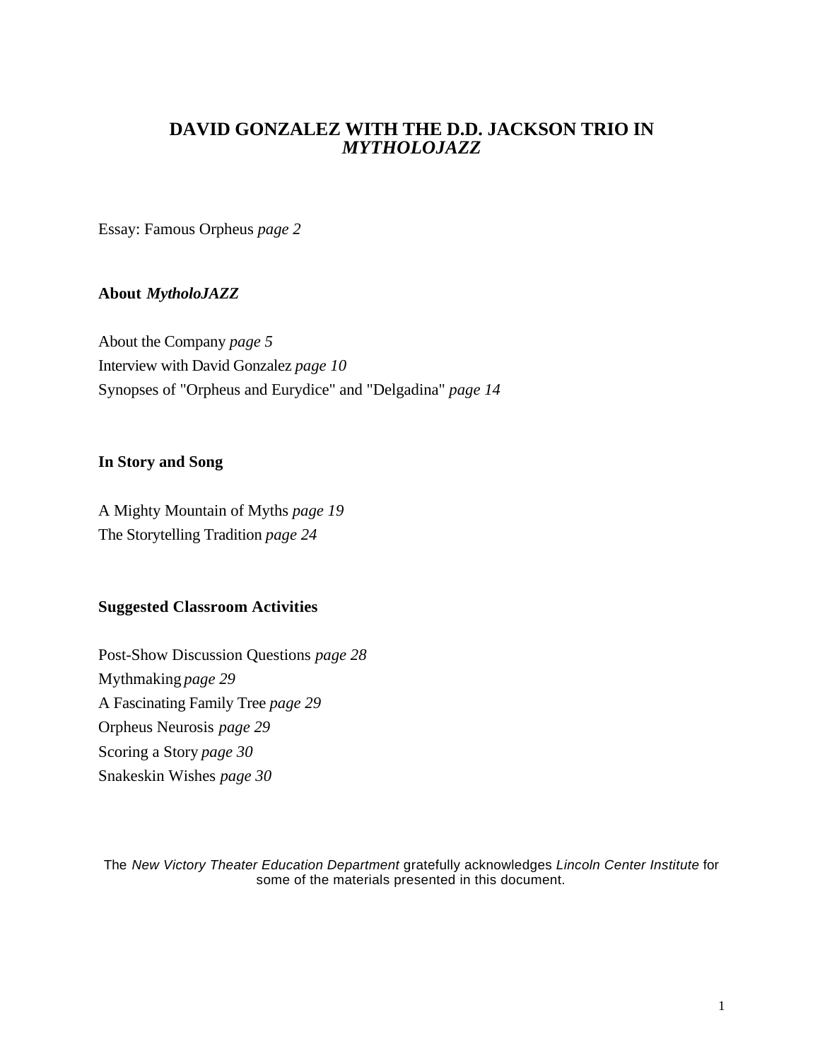# DAVID GONZALEZ WITH THE D.D. JACKSON TRIO IN *MYTHOLOJAZZ*

Essay: Famous Orpheus *page 2*

## About *MytholoJAZZ*

About the Company *page 5*
Interview with David Gonzalez *page 10*
Synopses of "Orpheus and Eurydice" and "Delgadina" *page 14*

## In Story and Song

A Mighty Mountain of Myths *page 19*
The Storytelling Tradition *page 24*

## Suggested Classroom Activities

Post-Show Discussion Questions *page 28*
Mythmaking *page 29*
A Fascinating Family Tree *page 29*
Orpheus Neurosis *page 29*
Scoring a Story *page 30*
Snakeskin Wishes *page 30*

The *New Victory Theater Education Department* gratefully acknowledges *Lincoln Center Institute* for some of the materials presented in this document.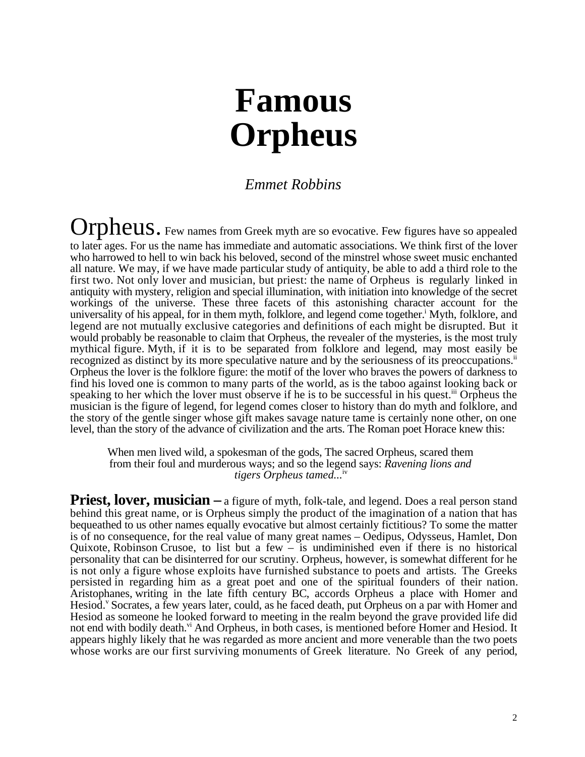# Famous Orpheus

*Emmet Robbins*

Orpheus. Few names from Greek myth are so evocative. Few figures have so appealed to later ages. For us the name has immediate and automatic associations. We think first of the lover who harrowed to hell to win back his beloved, second of the minstrel whose sweet music enchanted all nature. We may, if we have made particular study of antiquity, be able to add a third role to the first two. Not only lover and musician, but priest: the name of Orpheus is regularly linked in antiquity with mystery, religion and special illumination, with initiation into knowledge of the secret workings of the universe. These three facets of this astonishing character account for the universality of his appeal, for in them myth, folklore, and legend come together.[i] Myth, folklore, and legend are not mutually exclusive categories and definitions of each might be disrupted. But it would probably be reasonable to claim that Orpheus, the revealer of the mysteries, is the most truly mythical figure. Myth, if it is to be separated from folklore and legend, may most easily be recognized as distinct by its more speculative nature and by the seriousness of its preoccupations.[ii] Orpheus the lover is the folklore figure: the motif of the lover who braves the powers of darkness to find his loved one is common to many parts of the world, as is the taboo against looking back or speaking to her which the lover must observe if he is to be successful in his quest.[iii] Orpheus the musician is the figure of legend, for legend comes closer to history than do myth and folklore, and the story of the gentle singer whose gift makes savage nature tame is certainly none other, on one level, than the story of the advance of civilization and the arts. The Roman poet Horace knew this:

> When men lived wild, a spokesman of the gods, The sacred Orpheus, scared them from their foul and murderous ways; and so the legend says: *Ravening lions and tigers Orpheus tamed...*[iv]

**Priest, lover, musician** – a figure of myth, folk-tale, and legend. Does a real person stand behind this great name, or is Orpheus simply the product of the imagination of a nation that has bequeathed to us other names equally evocative but almost certainly fictitious? To some the matter is of no consequence, for the real value of many great names – Oedipus, Odysseus, Hamlet, Don Quixote, Robinson Crusoe, to list but a few – is undiminished even if there is no historical personality that can be disinterred for our scrutiny. Orpheus, however, is somewhat different for he is not only a figure whose exploits have furnished substance to poets and artists. The Greeks persisted in regarding him as a great poet and one of the spiritual founders of their nation. Aristophanes, writing in the late fifth century BC, accords Orpheus a place with Homer and Hesiod.[v] Socrates, a few years later, could, as he faced death, put Orpheus on a par with Homer and Hesiod as someone he looked forward to meeting in the realm beyond the grave provided life did not end with bodily death.[vi] And Orpheus, in both cases, is mentioned before Homer and Hesiod. It appears highly likely that he was regarded as more ancient and more venerable than the two poets whose works are our first surviving monuments of Greek literature. No Greek of any period,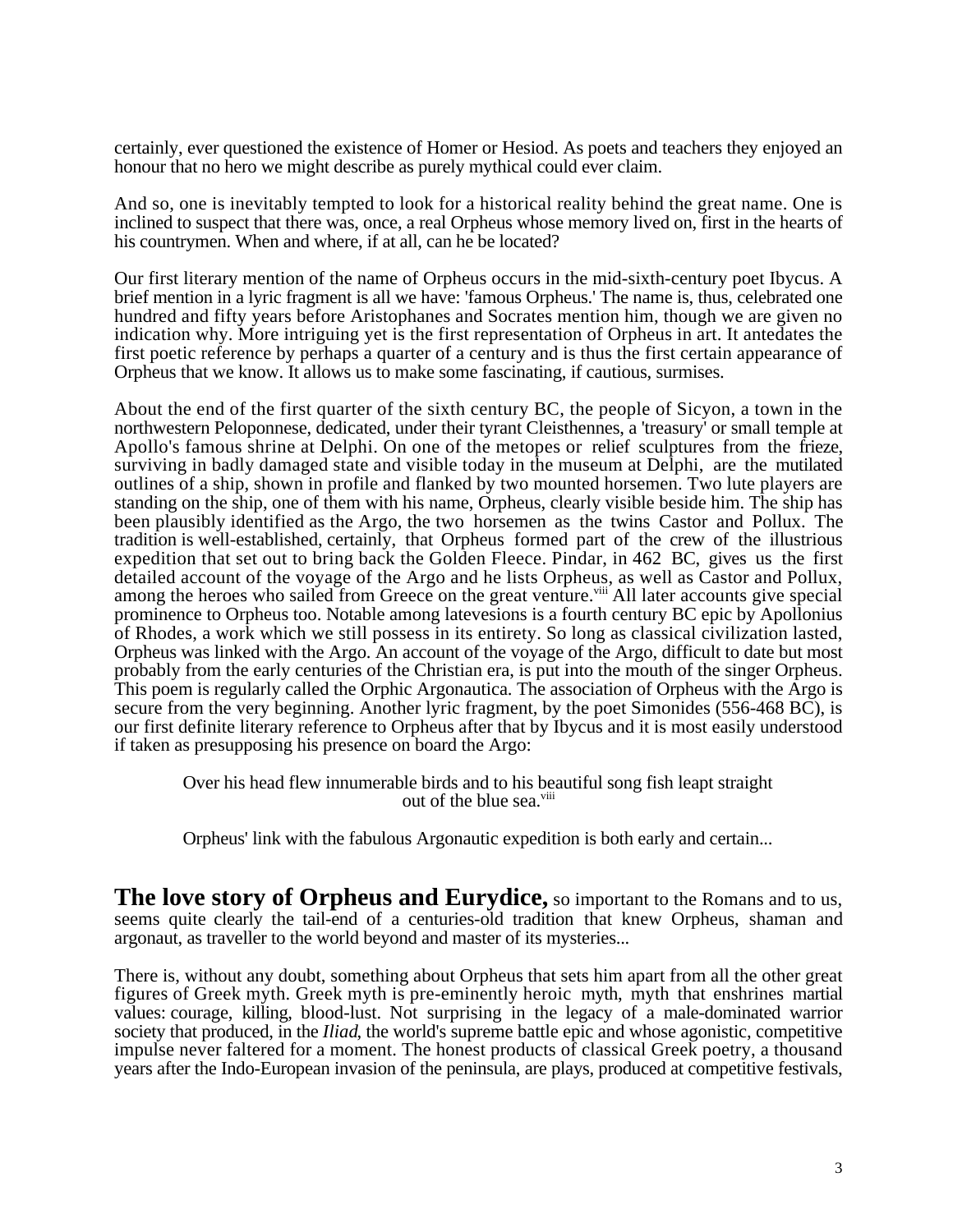certainly, ever questioned the existence of Homer or Hesiod. As poets and teachers they enjoyed an honour that no hero we might describe as purely mythical could ever claim.

And so, one is inevitably tempted to look for a historical reality behind the great name. One is inclined to suspect that there was, once, a real Orpheus whose memory lived on, first in the hearts of his countrymen. When and where, if at all, can he be located?

Our first literary mention of the name of Orpheus occurs in the mid-sixth-century poet Ibycus. A brief mention in a lyric fragment is all we have: 'famous Orpheus.' The name is, thus, celebrated one hundred and fifty years before Aristophanes and Socrates mention him, though we are given no indication why. More intriguing yet is the first representation of Orpheus in art. It antedates the first poetic reference by perhaps a quarter of a century and is thus the first certain appearance of Orpheus that we know. It allows us to make some fascinating, if cautious, surmises.

About the end of the first quarter of the sixth century BC, the people of Sicyon, a town in the northwestern Peloponnese, dedicated, under their tyrant Cleisthennes, a 'treasury' or small temple at Apollo's famous shrine at Delphi. On one of the metopes or relief sculptures from the frieze, surviving in badly damaged state and visible today in the museum at Delphi, are the mutilated outlines of a ship, shown in profile and flanked by two mounted horsemen. Two lute players are standing on the ship, one of them with his name, Orpheus, clearly visible beside him. The ship has been plausibly identified as the Argo, the two horsemen as the twins Castor and Pollux. The tradition is well-established, certainly, that Orpheus formed part of the crew of the illustrious expedition that set out to bring back the Golden Fleece. Pindar, in 462 BC, gives us the first detailed account of the voyage of the Argo and he lists Orpheus, as well as Castor and Pollux, among the heroes who sailed from Greece on the great venture.[viii] All later accounts give special prominence to Orpheus too. Notable among latevesions is a fourth century BC epic by Apollonius of Rhodes, a work which we still possess in its entirety. So long as classical civilization lasted, Orpheus was linked with the Argo. An account of the voyage of the Argo, difficult to date but most probably from the early centuries of the Christian era, is put into the mouth of the singer Orpheus. This poem is regularly called the Orphic Argonautica. The association of Orpheus with the Argo is secure from the very beginning. Another lyric fragment, by the poet Simonides (556-468 BC), is our first definite literary reference to Orpheus after that by Ibycus and it is most easily understood if taken as presupposing his presence on board the Argo:

> Over his head flew innumerable birds and to his beautiful song fish leapt straight out of the blue sea.[viii]
>
> Orpheus' link with the fabulous Argonautic expedition is both early and certain...

**The love story of Orpheus and Eurydice,** so important to the Romans and to us, seems quite clearly the tail-end of a centuries-old tradition that knew Orpheus, shaman and argonaut, as traveller to the world beyond and master of its mysteries...

There is, without any doubt, something about Orpheus that sets him apart from all the other great figures of Greek myth. Greek myth is pre-eminently heroic myth, myth that enshrines martial values: courage, killing, blood-lust. Not surprising in the legacy of a male-dominated warrior society that produced, in the *Iliad*, the world's supreme battle epic and whose agonistic, competitive impulse never faltered for a moment. The honest products of classical Greek poetry, a thousand years after the Indo-European invasion of the peninsula, are plays, produced at competitive festivals,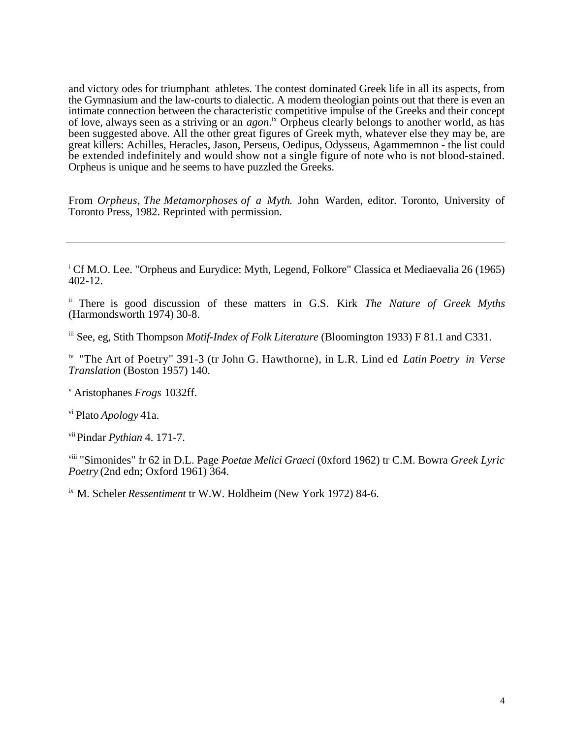and victory odes for triumphant athletes. The contest dominated Greek life in all its aspects, from the Gymnasium and the law-courts to dialectic. A modern theologian points out that there is even an intimate connection between the characteristic competitive impulse of the Greeks and their concept of love, always seen as a striving or an *agon*.[ix] Orpheus clearly belongs to another world, as has been suggested above. All the other great figures of Greek myth, whatever else they may be, are great killers: Achilles, Heracles, Jason, Perseus, Oedipus, Odysseus, Agammemnon - the list could be extended indefinitely and would show not a single figure of note who is not blood-stained. Orpheus is unique and he seems to have puzzled the Greeks.

From *Orpheus, The Metamorphoses of a Myth.* John Warden, editor. Toronto, University of Toronto Press, 1982. Reprinted with permission.

---

[i] Cf M.O. Lee. "Orpheus and Eurydice: Myth, Legend, Folkore" Classica et Mediaevalia 26 (1965) 402-12.

[ii] There is good discussion of these matters in G.S. Kirk *The Nature of Greek Myths* (Harmondsworth 1974) 30-8.

[iii] See, eg, Stith Thompson *Motif-Index of Folk Literature* (Bloomington 1933) F 81.1 and C331.

[iv] "The Art of Poetry" 391-3 (tr John G. Hawthorne), in L.R. Lind ed *Latin Poetry in Verse Translation* (Boston 1957) 140.

[v] Aristophanes *Frogs* 1032ff.

[vi] Plato *Apology* 41a.

[vii] Pindar *Pythian* 4. 171-7.

[viii] "Simonides" fr 62 in D.L. Page *Poetae Melici Graeci* (0xford 1962) tr C.M. Bowra *Greek Lyric Poetry* (2nd edn; Oxford 1961) 364.

[ix] M. Scheler *Ressentiment* tr W.W. Holdheim (New York 1972) 84-6.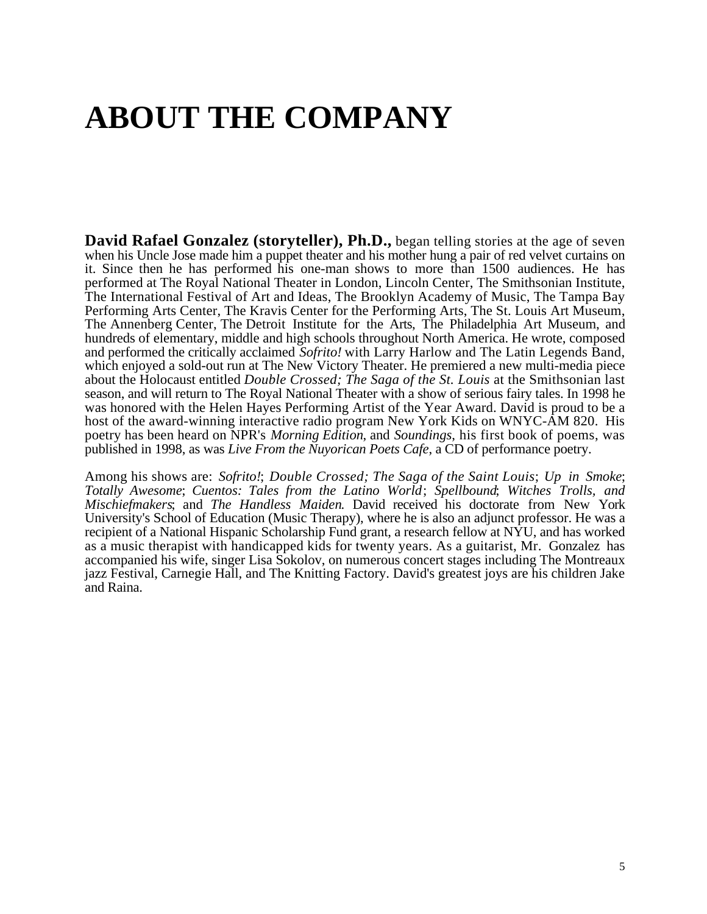# ABOUT THE COMPANY

**David Rafael Gonzalez (storyteller), Ph.D.,** began telling stories at the age of seven when his Uncle Jose made him a puppet theater and his mother hung a pair of red velvet curtains on it. Since then he has performed his one-man shows to more than 1500 audiences. He has performed at The Royal National Theater in London, Lincoln Center, The Smithsonian Institute, The International Festival of Art and Ideas, The Brooklyn Academy of Music, The Tampa Bay Performing Arts Center, The Kravis Center for the Performing Arts, The St. Louis Art Museum, The Annenberg Center, The Detroit Institute for the Arts, The Philadelphia Art Museum, and hundreds of elementary, middle and high schools throughout North America. He wrote, composed and performed the critically acclaimed *Sofrito!* with Larry Harlow and The Latin Legends Band, which enjoyed a sold-out run at The New Victory Theater. He premiered a new multi-media piece about the Holocaust entitled *Double Crossed; The Saga of the St. Louis* at the Smithsonian last season, and will return to The Royal National Theater with a show of serious fairy tales. In 1998 he was honored with the Helen Hayes Performing Artist of the Year Award. David is proud to be a host of the award-winning interactive radio program New York Kids on WNYC-AM 820. His poetry has been heard on NPR's *Morning Edition*, and *Soundings*, his first book of poems, was published in 1998, as was *Live From the Nuyorican Poets Cafe*, a CD of performance poetry.

Among his shows are: *Sofrito!*; *Double Crossed; The Saga of the Saint Louis*; *Up in Smoke*; *Totally Awesome*; *Cuentos: Tales from the Latino World*; *Spellbound*; *Witches Trolls, and Mischiefmakers*; and *The Handless Maiden*. David received his doctorate from New York University's School of Education (Music Therapy), where he is also an adjunct professor. He was a recipient of a National Hispanic Scholarship Fund grant, a research fellow at NYU, and has worked as a music therapist with handicapped kids for twenty years. As a guitarist, Mr. Gonzalez has accompanied his wife, singer Lisa Sokolov, on numerous concert stages including The Montreaux jazz Festival, Carnegie Hall, and The Knitting Factory. David's greatest joys are his children Jake and Raina.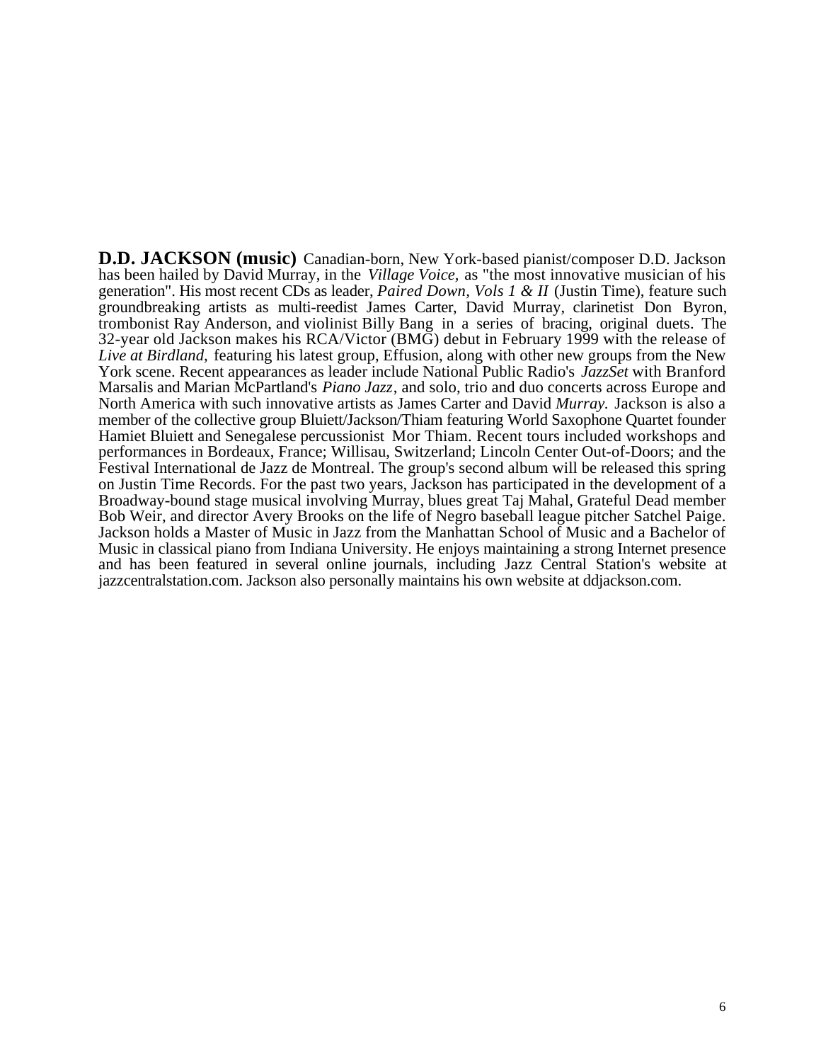**D.D. JACKSON (music)** Canadian-born, New York-based pianist/composer D.D. Jackson has been hailed by David Murray, in the *Village Voice,* as "the most innovative musician of his generation". His most recent CDs as leader, *Paired Down*, *Vols 1 & II* (Justin Time), feature such groundbreaking artists as multi-reedist James Carter, David Murray, clarinetist Don Byron, trombonist Ray Anderson, and violinist Billy Bang in a series of bracing, original duets. The 32-year old Jackson makes his RCA/Victor (BMG) debut in February 1999 with the release of *Live at Birdland,* featuring his latest group, Effusion, along with other new groups from the New York scene. Recent appearances as leader include National Public Radio's *JazzSet* with Branford Marsalis and Marian McPartland's *Piano Jazz*, and solo, trio and duo concerts across Europe and North America with such innovative artists as James Carter and David *Murray.* Jackson is also a member of the collective group Bluiett/Jackson/Thiam featuring World Saxophone Quartet founder Hamiet Bluiett and Senegalese percussionist Mor Thiam. Recent tours included workshops and performances in Bordeaux, France; Willisau, Switzerland; Lincoln Center Out-of-Doors; and the Festival International de Jazz de Montreal. The group's second album will be released this spring on Justin Time Records. For the past two years, Jackson has participated in the development of a Broadway-bound stage musical involving Murray, blues great Taj Mahal, Grateful Dead member Bob Weir, and director Avery Brooks on the life of Negro baseball league pitcher Satchel Paige. Jackson holds a Master of Music in Jazz from the Manhattan School of Music and a Bachelor of Music in classical piano from Indiana University. He enjoys maintaining a strong Internet presence and has been featured in several online journals, including Jazz Central Station's website at jazzcentralstation.com. Jackson also personally maintains his own website at ddjackson.com.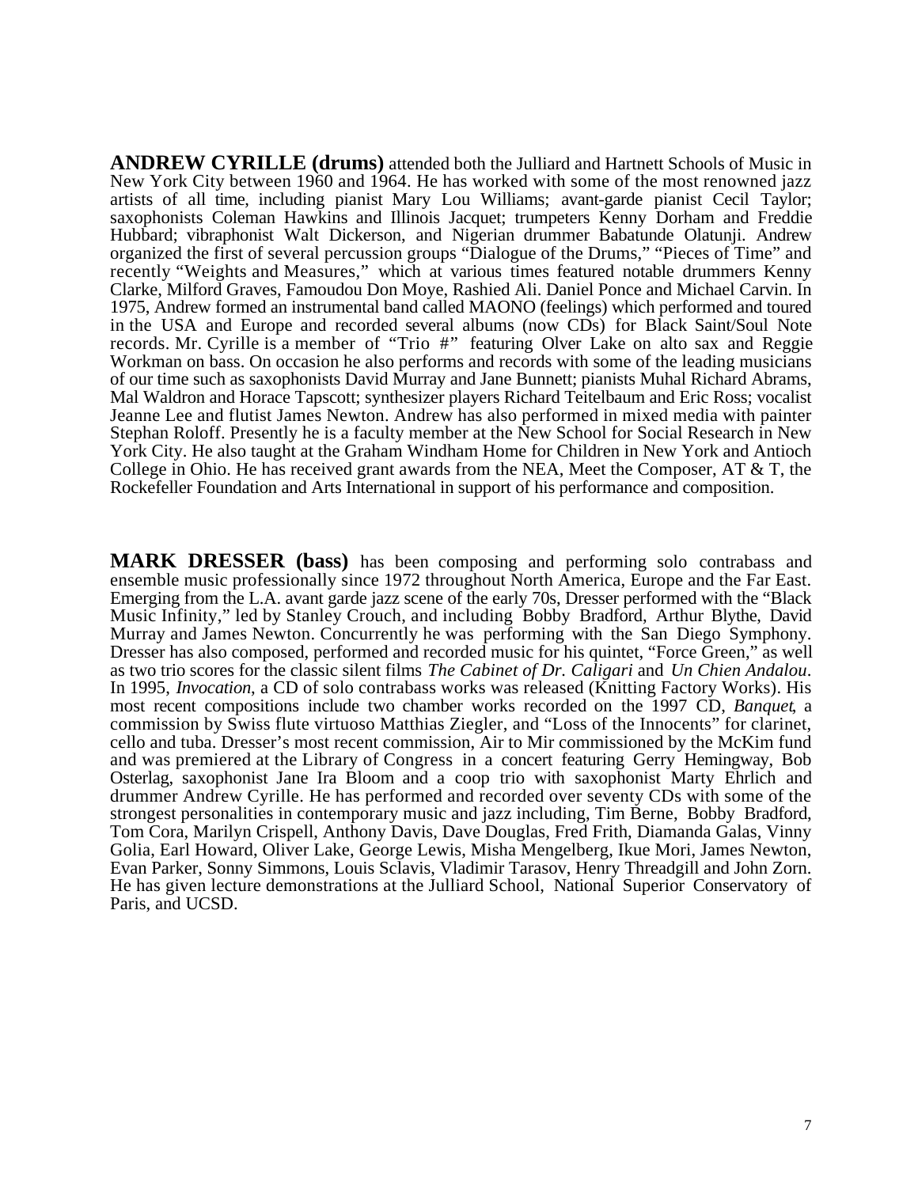**ANDREW CYRILLE (drums)** attended both the Julliard and Hartnett Schools of Music in New York City between 1960 and 1964. He has worked with some of the most renowned jazz artists of all time, including pianist Mary Lou Williams; avant-garde pianist Cecil Taylor; saxophonists Coleman Hawkins and Illinois Jacquet; trumpeters Kenny Dorham and Freddie Hubbard; vibraphonist Walt Dickerson, and Nigerian drummer Babatunde Olatunji. Andrew organized the first of several percussion groups "Dialogue of the Drums," "Pieces of Time" and recently "Weights and Measures," which at various times featured notable drummers Kenny Clarke, Milford Graves, Famoudou Don Moye, Rashied Ali. Daniel Ponce and Michael Carvin. In 1975, Andrew formed an instrumental band called MAONO (feelings) which performed and toured in the USA and Europe and recorded several albums (now CDs) for Black Saint/Soul Note records. Mr. Cyrille is a member of "Trio #" featuring Olver Lake on alto sax and Reggie Workman on bass. On occasion he also performs and records with some of the leading musicians of our time such as saxophonists David Murray and Jane Bunnett; pianists Muhal Richard Abrams, Mal Waldron and Horace Tapscott; synthesizer players Richard Teitelbaum and Eric Ross; vocalist Jeanne Lee and flutist James Newton. Andrew has also performed in mixed media with painter Stephan Roloff. Presently he is a faculty member at the New School for Social Research in New York City. He also taught at the Graham Windham Home for Children in New York and Antioch College in Ohio. He has received grant awards from the NEA, Meet the Composer, AT & T, the Rockefeller Foundation and Arts International in support of his performance and composition.

**MARK DRESSER (bass)** has been composing and performing solo contrabass and ensemble music professionally since 1972 throughout North America, Europe and the Far East. Emerging from the L.A. avant garde jazz scene of the early 70s, Dresser performed with the "Black Music Infinity," led by Stanley Crouch, and including Bobby Bradford, Arthur Blythe, David Murray and James Newton. Concurrently he was performing with the San Diego Symphony. Dresser has also composed, performed and recorded music for his quintet, "Force Green," as well as two trio scores for the classic silent films *The Cabinet of Dr. Caligari* and *Un Chien Andalou*. In 1995, *Invocation*, a CD of solo contrabass works was released (Knitting Factory Works). His most recent compositions include two chamber works recorded on the 1997 CD, *Banquet*, a commission by Swiss flute virtuoso Matthias Ziegler, and "Loss of the Innocents" for clarinet, cello and tuba. Dresser's most recent commission, Air to Mir commissioned by the McKim fund and was premiered at the Library of Congress in a concert featuring Gerry Hemingway, Bob Osterlag, saxophonist Jane Ira Bloom and a coop trio with saxophonist Marty Ehrlich and drummer Andrew Cyrille. He has performed and recorded over seventy CDs with some of the strongest personalities in contemporary music and jazz including, Tim Berne, Bobby Bradford, Tom Cora, Marilyn Crispell, Anthony Davis, Dave Douglas, Fred Frith, Diamanda Galas, Vinny Golia, Earl Howard, Oliver Lake, George Lewis, Misha Mengelberg, Ikue Mori, James Newton, Evan Parker, Sonny Simmons, Louis Sclavis, Vladimir Tarasov, Henry Threadgill and John Zorn. He has given lecture demonstrations at the Julliard School, National Superior Conservatory of Paris, and UCSD.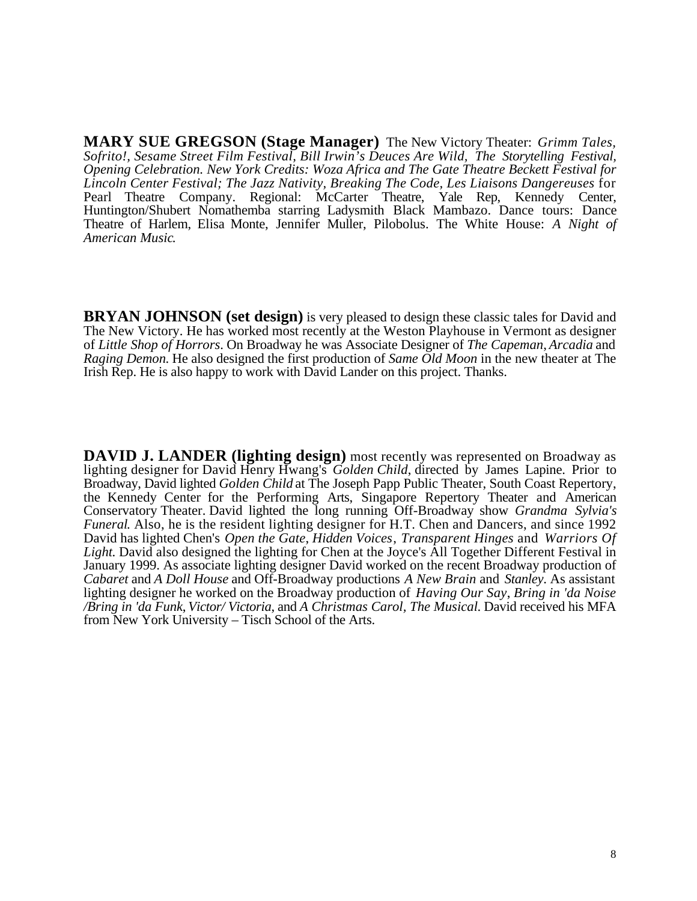**MARY SUE GREGSON (Stage Manager)** The New Victory Theater: *Grimm Tales, Sofrito!, Sesame Street Film Festival, Bill Irwin's Deuces Are Wild, The Storytelling Festival, Opening Celebration. New York Credits: Woza Africa and The Gate Theatre Beckett Festival for Lincoln Center Festival; The Jazz Nativity, Breaking The Code, Les Liaisons Dangereuses* for Pearl Theatre Company. Regional: McCarter Theatre, Yale Rep, Kennedy Center, Huntington/Shubert Nomathemba starring Ladysmith Black Mambazo. Dance tours: Dance Theatre of Harlem, Elisa Monte, Jennifer Muller, Pilobolus. The White House: *A Night of American Music.*

**BRYAN JOHNSON (set design)** is very pleased to design these classic tales for David and The New Victory. He has worked most recently at the Weston Playhouse in Vermont as designer of *Little Shop of Horrors*. On Broadway he was Associate Designer of *The Capeman*, *Arcadia* and *Raging Demon.* He also designed the first production of *Same Old Moon* in the new theater at The Irish Rep. He is also happy to work with David Lander on this project. Thanks.

**DAVID J. LANDER (lighting design)** most recently was represented on Broadway as lighting designer for David Henry Hwang's *Golden Child*, directed by James Lapine. Prior to Broadway, David lighted *Golden Child* at The Joseph Papp Public Theater, South Coast Repertory, the Kennedy Center for the Performing Arts, Singapore Repertory Theater and American Conservatory Theater. David lighted the long running Off-Broadway show *Grandma Sylvia's Funeral.* Also, he is the resident lighting designer for H.T. Chen and Dancers, and since 1992 David has lighted Chen's *Open the Gate*, *Hidden Voices*, *Transparent Hinges* and *Warriors Of Light.* David also designed the lighting for Chen at the Joyce's All Together Different Festival in January 1999. As associate lighting designer David worked on the recent Broadway production of *Cabaret* and *A Doll House* and Off-Broadway productions *A New Brain* and *Stanley*. As assistant lighting designer he worked on the Broadway production of *Having Our Say*, *Bring in 'da Noise /Bring in 'da Funk*, *Victor/ Victoria*, and *A Christmas Carol, The Musical.* David received his MFA from New York University – Tisch School of the Arts.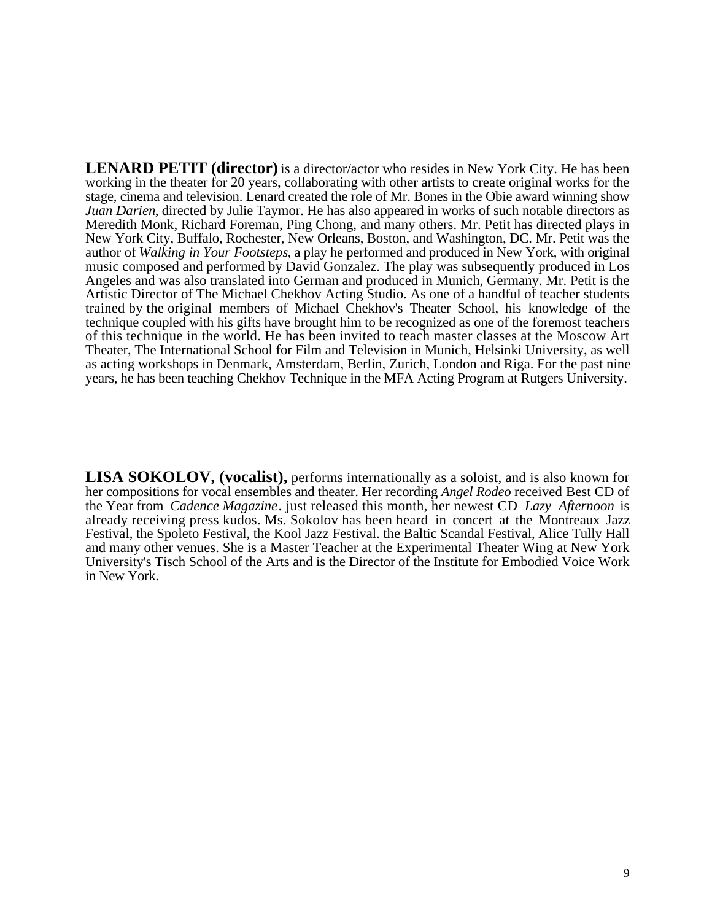**LENARD PETIT (director)** is a director/actor who resides in New York City. He has been working in the theater for 20 years, collaborating with other artists to create original works for the stage, cinema and television. Lenard created the role of Mr. Bones in the Obie award winning show *Juan Darien*, directed by Julie Taymor. He has also appeared in works of such notable directors as Meredith Monk, Richard Foreman, Ping Chong, and many others. Mr. Petit has directed plays in New York City, Buffalo, Rochester, New Orleans, Boston, and Washington, DC. Mr. Petit was the author of *Walking in Your Footsteps*, a play he performed and produced in New York, with original music composed and performed by David Gonzalez. The play was subsequently produced in Los Angeles and was also translated into German and produced in Munich, Germany. Mr. Petit is the Artistic Director of The Michael Chekhov Acting Studio. As one of a handful of teacher students trained by the original members of Michael Chekhov's Theater School, his knowledge of the technique coupled with his gifts have brought him to be recognized as one of the foremost teachers of this technique in the world. He has been invited to teach master classes at the Moscow Art Theater, The International School for Film and Television in Munich, Helsinki University, as well as acting workshops in Denmark, Amsterdam, Berlin, Zurich, London and Riga. For the past nine years, he has been teaching Chekhov Technique in the MFA Acting Program at Rutgers University.

**LISA SOKOLOV, (vocalist),** performs internationally as a soloist, and is also known for her compositions for vocal ensembles and theater. Her recording *Angel Rodeo* received Best CD of the Year from *Cadence Magazine*. just released this month, her newest CD *Lazy Afternoon* is already receiving press kudos. Ms. Sokolov has been heard in concert at the Montreaux Jazz Festival, the Spoleto Festival, the Kool Jazz Festival. the Baltic Scandal Festival, Alice Tully Hall and many other venues. She is a Master Teacher at the Experimental Theater Wing at New York University's Tisch School of the Arts and is the Director of the Institute for Embodied Voice Work in New York.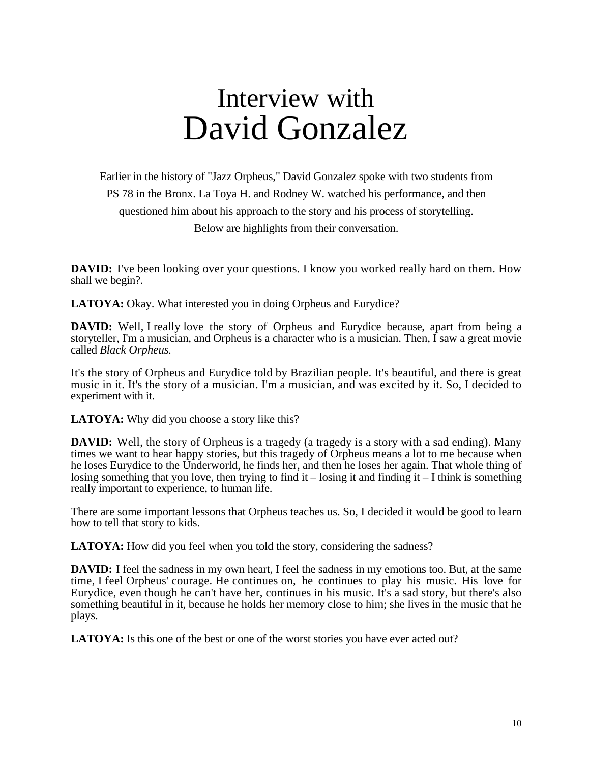# Interview with David Gonzalez

Earlier in the history of "Jazz Orpheus," David Gonzalez spoke with two students from PS 78 in the Bronx. La Toya H. and Rodney W. watched his performance, and then questioned him about his approach to the story and his process of storytelling. Below are highlights from their conversation.

**DAVID:** I've been looking over your questions. I know you worked really hard on them. How shall we begin?.

**LATOYA:** Okay. What interested you in doing Orpheus and Eurydice?

**DAVID:** Well, I really love the story of Orpheus and Eurydice because, apart from being a storyteller, I'm a musician, and Orpheus is a character who is a musician. Then, I saw a great movie called *Black Orpheus.*

It's the story of Orpheus and Eurydice told by Brazilian people. It's beautiful, and there is great music in it. It's the story of a musician. I'm a musician, and was excited by it. So, I decided to experiment with it.

**LATOYA:** Why did you choose a story like this?

**DAVID:** Well, the story of Orpheus is a tragedy (a tragedy is a story with a sad ending). Many times we want to hear happy stories, but this tragedy of Orpheus means a lot to me because when he loses Eurydice to the Underworld, he finds her, and then he loses her again. That whole thing of losing something that you love, then trying to find it – losing it and finding it – I think is something really important to experience, to human life.

There are some important lessons that Orpheus teaches us. So, I decided it would be good to learn how to tell that story to kids.

**LATOYA:** How did you feel when you told the story, considering the sadness?

**DAVID:** I feel the sadness in my own heart, I feel the sadness in my emotions too. But, at the same time, I feel Orpheus' courage. He continues on, he continues to play his music. His love for Eurydice, even though he can't have her, continues in his music. It's a sad story, but there's also something beautiful in it, because he holds her memory close to him; she lives in the music that he plays.

**LATOYA:** Is this one of the best or one of the worst stories you have ever acted out?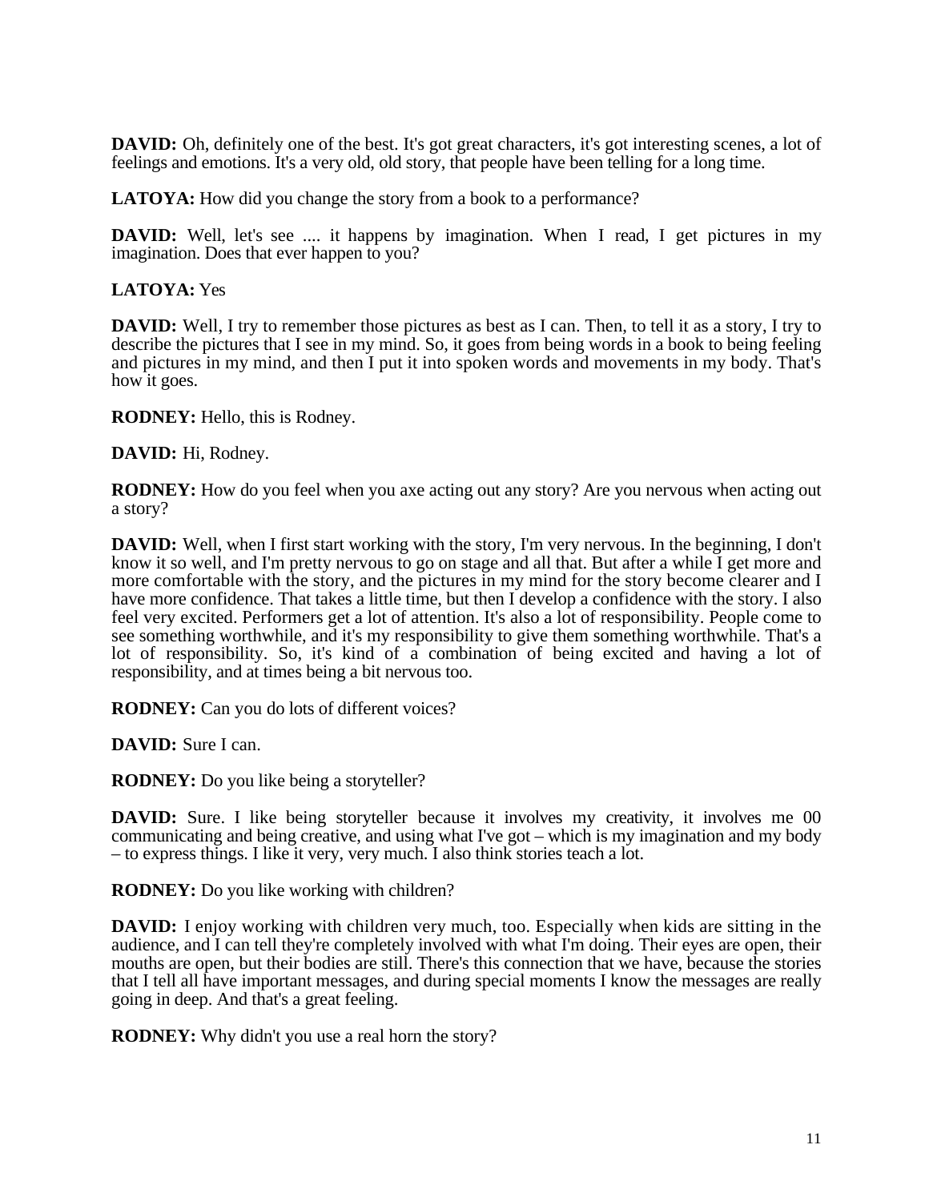**DAVID:** Oh, definitely one of the best. It's got great characters, it's got interesting scenes, a lot of feelings and emotions. It's a very old, old story, that people have been telling for a long time.

**LATOYA:** How did you change the story from a book to a performance?

**DAVID:** Well, let's see .... it happens by imagination. When I read, I get pictures in my imagination. Does that ever happen to you?

**LATOYA:** Yes

**DAVID:** Well, I try to remember those pictures as best as I can. Then, to tell it as a story, I try to describe the pictures that I see in my mind. So, it goes from being words in a book to being feeling and pictures in my mind, and then I put it into spoken words and movements in my body. That's how it goes.

**RODNEY:** Hello, this is Rodney.

**DAVID:** Hi, Rodney.

**RODNEY:** How do you feel when you axe acting out any story? Are you nervous when acting out a story?

**DAVID:** Well, when I first start working with the story, I'm very nervous. In the beginning, I don't know it so well, and I'm pretty nervous to go on stage and all that. But after a while I get more and more comfortable with the story, and the pictures in my mind for the story become clearer and I have more confidence. That takes a little time, but then I develop a confidence with the story. I also feel very excited. Performers get a lot of attention. It's also a lot of responsibility. People come to see something worthwhile, and it's my responsibility to give them something worthwhile. That's a lot of responsibility. So, it's kind of a combination of being excited and having a lot of responsibility, and at times being a bit nervous too.

**RODNEY:** Can you do lots of different voices?

**DAVID:** Sure I can.

**RODNEY:** Do you like being a storyteller?

**DAVID:** Sure. I like being storyteller because it involves my creativity, it involves me 00 communicating and being creative, and using what I've got – which is my imagination and my body – to express things. I like it very, very much. I also think stories teach a lot.

**RODNEY:** Do you like working with children?

**DAVID:** I enjoy working with children very much, too. Especially when kids are sitting in the audience, and I can tell they're completely involved with what I'm doing. Their eyes are open, their mouths are open, but their bodies are still. There's this connection that we have, because the stories that I tell all have important messages, and during special moments I know the messages are really going in deep. And that's a great feeling.

**RODNEY:** Why didn't you use a real horn the story?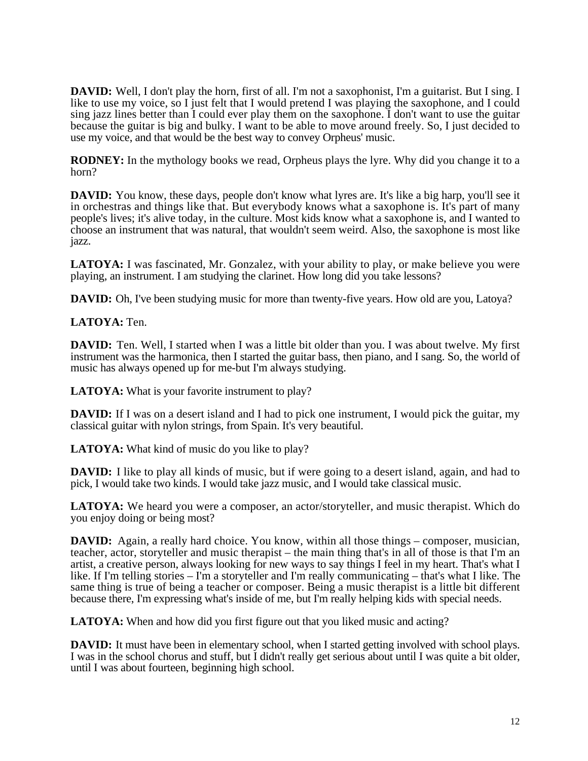**DAVID:** Well, I don't play the horn, first of all. I'm not a saxophonist, I'm a guitarist. But I sing. I like to use my voice, so I just felt that I would pretend I was playing the saxophone, and I could sing jazz lines better than I could ever play them on the saxophone. I don't want to use the guitar because the guitar is big and bulky. I want to be able to move around freely. So, I just decided to use my voice, and that would be the best way to convey Orpheus' music.

**RODNEY:** In the mythology books we read, Orpheus plays the lyre. Why did you change it to a horn?

**DAVID:** You know, these days, people don't know what lyres are. It's like a big harp, you'll see it in orchestras and things like that. But everybody knows what a saxophone is. It's part of many people's lives; it's alive today, in the culture. Most kids know what a saxophone is, and I wanted to choose an instrument that was natural, that wouldn't seem weird. Also, the saxophone is most like jazz.

**LATOYA:** I was fascinated, Mr. Gonzalez, with your ability to play, or make believe you were playing, an instrument. I am studying the clarinet. How long did you take lessons?

**DAVID:** Oh, I've been studying music for more than twenty-five years. How old are you, Latoya?

**LATOYA:** Ten.

**DAVID:** Ten. Well, I started when I was a little bit older than you. I was about twelve. My first instrument was the harmonica, then I started the guitar bass, then piano, and I sang. So, the world of music has always opened up for me-but I'm always studying.

**LATOYA:** What is your favorite instrument to play?

**DAVID:** If I was on a desert island and I had to pick one instrument, I would pick the guitar, my classical guitar with nylon strings, from Spain. It's very beautiful.

**LATOYA:** What kind of music do you like to play?

**DAVID:** I like to play all kinds of music, but if were going to a desert island, again, and had to pick, I would take two kinds. I would take jazz music, and I would take classical music.

**LATOYA:** We heard you were a composer, an actor/storyteller, and music therapist. Which do you enjoy doing or being most?

**DAVID:** Again, a really hard choice. You know, within all those things – composer, musician, teacher, actor, storyteller and music therapist – the main thing that's in all of those is that I'm an artist, a creative person, always looking for new ways to say things I feel in my heart. That's what I like. If I'm telling stories – I'm a storyteller and I'm really communicating – that's what I like. The same thing is true of being a teacher or composer. Being a music therapist is a little bit different because there, I'm expressing what's inside of me, but I'm really helping kids with special needs.

**LATOYA:** When and how did you first figure out that you liked music and acting?

**DAVID:** It must have been in elementary school, when I started getting involved with school plays. I was in the school chorus and stuff, but I didn't really get serious about until I was quite a bit older, until I was about fourteen, beginning high school.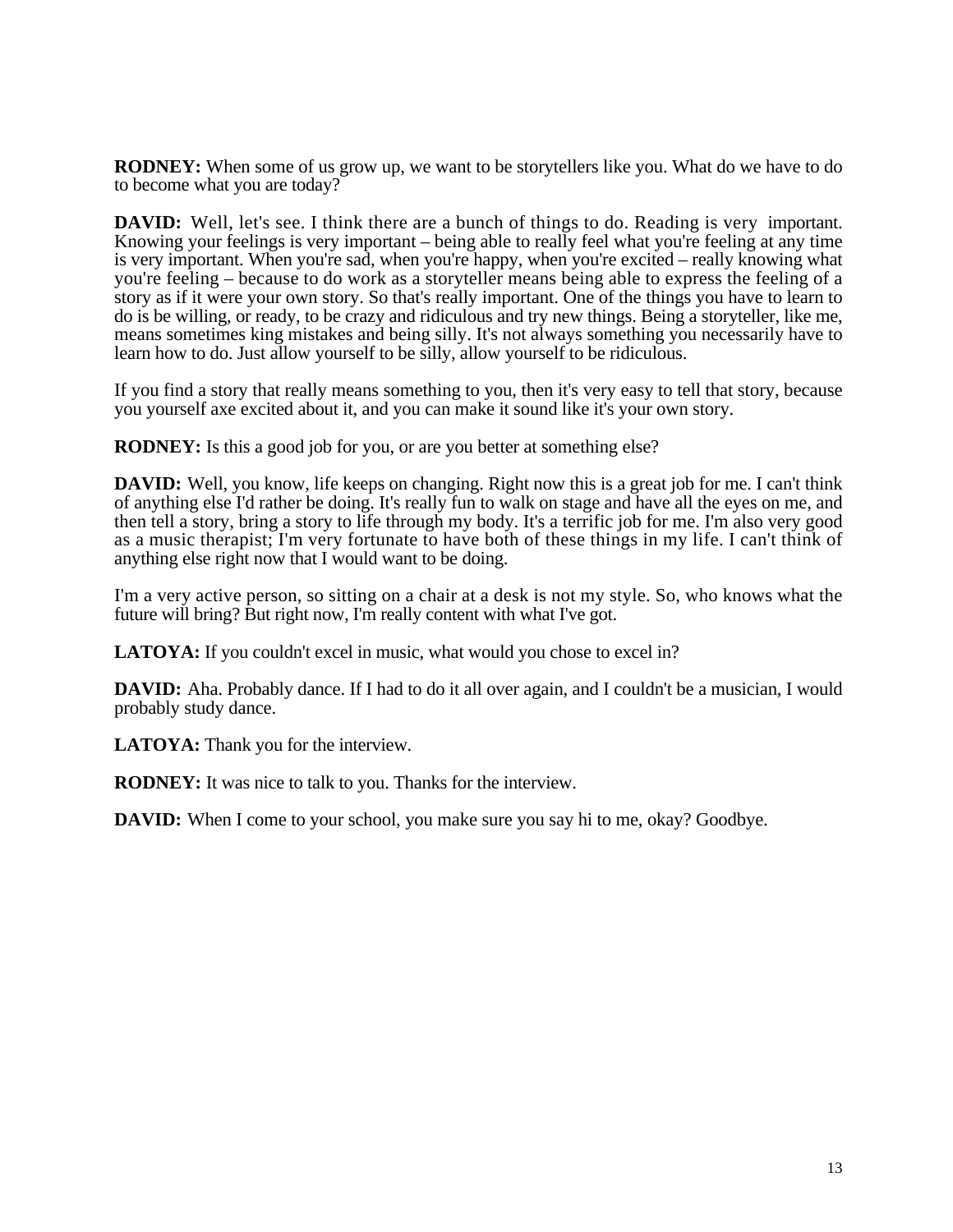**RODNEY:** When some of us grow up, we want to be storytellers like you. What do we have to do to become what you are today?

**DAVID:** Well, let's see. I think there are a bunch of things to do. Reading is very important. Knowing your feelings is very important – being able to really feel what you're feeling at any time is very important. When you're sad, when you're happy, when you're excited – really knowing what you're feeling – because to do work as a storyteller means being able to express the feeling of a story as if it were your own story. So that's really important. One of the things you have to learn to do is be willing, or ready, to be crazy and ridiculous and try new things. Being a storyteller, like me, means sometimes king mistakes and being silly. It's not always something you necessarily have to learn how to do. Just allow yourself to be silly, allow yourself to be ridiculous.

If you find a story that really means something to you, then it's very easy to tell that story, because you yourself axe excited about it, and you can make it sound like it's your own story.

**RODNEY:** Is this a good job for you, or are you better at something else?

**DAVID:** Well, you know, life keeps on changing. Right now this is a great job for me. I can't think of anything else I'd rather be doing. It's really fun to walk on stage and have all the eyes on me, and then tell a story, bring a story to life through my body. It's a terrific job for me. I'm also very good as a music therapist; I'm very fortunate to have both of these things in my life. I can't think of anything else right now that I would want to be doing.

I'm a very active person, so sitting on a chair at a desk is not my style. So, who knows what the future will bring? But right now, I'm really content with what I've got.

**LATOYA:** If you couldn't excel in music, what would you chose to excel in?

**DAVID:** Aha. Probably dance. If I had to do it all over again, and I couldn't be a musician, I would probably study dance.

**LATOYA:** Thank you for the interview.

**RODNEY:** It was nice to talk to you. Thanks for the interview.

**DAVID:** When I come to your school, you make sure you say hi to me, okay? Goodbye.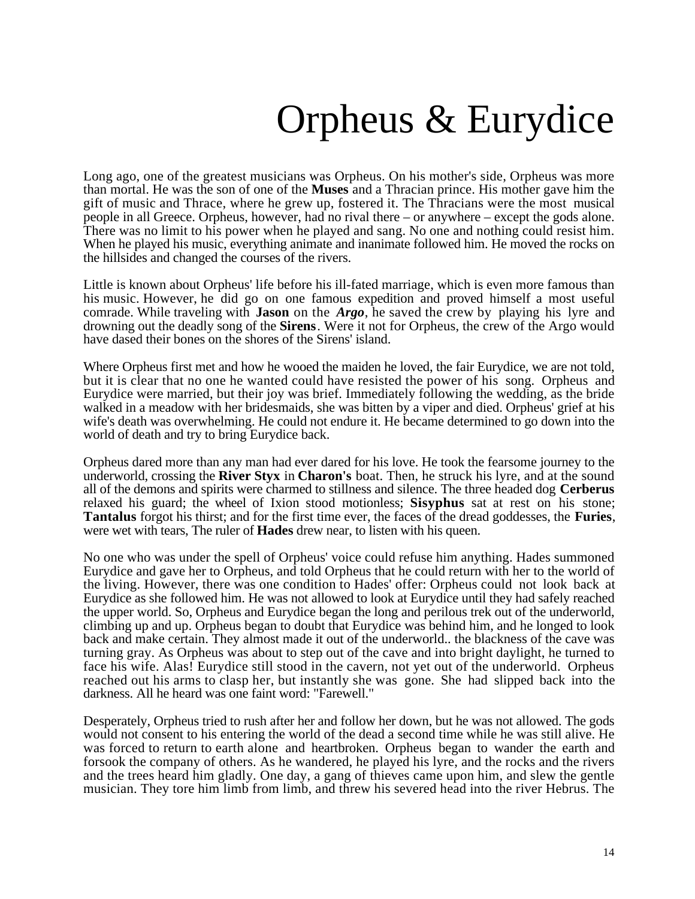# Orpheus & Eurydice

Long ago, one of the greatest musicians was Orpheus. On his mother's side, Orpheus was more than mortal. He was the son of one of the **Muses** and a Thracian prince. His mother gave him the gift of music and Thrace, where he grew up, fostered it. The Thracians were the most musical people in all Greece. Orpheus, however, had no rival there – or anywhere – except the gods alone. There was no limit to his power when he played and sang. No one and nothing could resist him. When he played his music, everything animate and inanimate followed him. He moved the rocks on the hillsides and changed the courses of the rivers.

Little is known about Orpheus' life before his ill-fated marriage, which is even more famous than his music. However, he did go on one famous expedition and proved himself a most useful comrade. While traveling with **Jason** on the ***Argo***, he saved the crew by playing his lyre and drowning out the deadly song of the **Sirens**. Were it not for Orpheus, the crew of the Argo would have dased their bones on the shores of the Sirens' island.

Where Orpheus first met and how he wooed the maiden he loved, the fair Eurydice, we are not told, but it is clear that no one he wanted could have resisted the power of his song. Orpheus and Eurydice were married, but their joy was brief. Immediately following the wedding, as the bride walked in a meadow with her bridesmaids, she was bitten by a viper and died. Orpheus' grief at his wife's death was overwhelming. He could not endure it. He became determined to go down into the world of death and try to bring Eurydice back.

Orpheus dared more than any man had ever dared for his love. He took the fearsome journey to the underworld, crossing the **River Styx** in **Charon's** boat. Then, he struck his lyre, and at the sound all of the demons and spirits were charmed to stillness and silence. The three headed dog **Cerberus** relaxed his guard; the wheel of Ixion stood motionless; **Sisyphus** sat at rest on his stone; **Tantalus** forgot his thirst; and for the first time ever, the faces of the dread goddesses, the **Furies**, were wet with tears, The ruler of **Hades** drew near, to listen with his queen.

No one who was under the spell of Orpheus' voice could refuse him anything. Hades summoned Eurydice and gave her to Orpheus, and told Orpheus that he could return with her to the world of the living. However, there was one condition to Hades' offer: Orpheus could not look back at Eurydice as she followed him. He was not allowed to look at Eurydice until they had safely reached the upper world. So, Orpheus and Eurydice began the long and perilous trek out of the underworld, climbing up and up. Orpheus began to doubt that Eurydice was behind him, and he longed to look back and make certain. They almost made it out of the underworld.. the blackness of the cave was turning gray. As Orpheus was about to step out of the cave and into bright daylight, he turned to face his wife. Alas! Eurydice still stood in the cavern, not yet out of the underworld. Orpheus reached out his arms to clasp her, but instantly she was gone. She had slipped back into the darkness. All he heard was one faint word: "Farewell."

Desperately, Orpheus tried to rush after her and follow her down, but he was not allowed. The gods would not consent to his entering the world of the dead a second time while he was still alive. He was forced to return to earth alone and heartbroken. Orpheus began to wander the earth and forsook the company of others. As he wandered, he played his lyre, and the rocks and the rivers and the trees heard him gladly. One day, a gang of thieves came upon him, and slew the gentle musician. They tore him limb from limb, and threw his severed head into the river Hebrus. The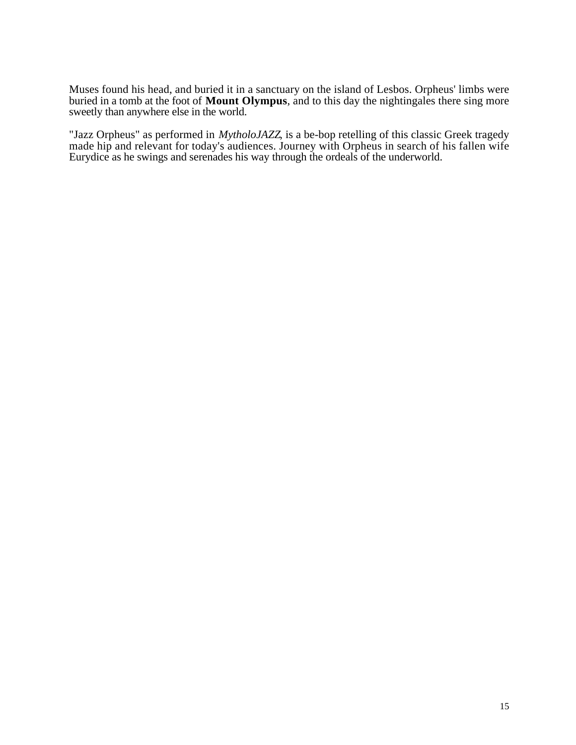Muses found his head, and buried it in a sanctuary on the island of Lesbos. Orpheus' limbs were buried in a tomb at the foot of **Mount Olympus**, and to this day the nightingales there sing more sweetly than anywhere else in the world.

"Jazz Orpheus" as performed in *MytholoJAZZ*, is a be-bop retelling of this classic Greek tragedy made hip and relevant for today's audiences. Journey with Orpheus in search of his fallen wife Eurydice as he swings and serenades his way through the ordeals of the underworld.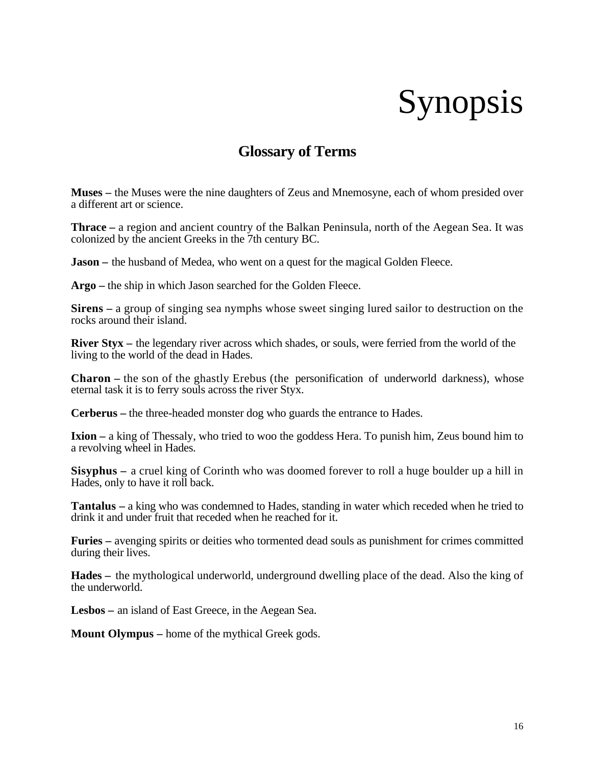# Synopsis

## Glossary of Terms

**Muses –** the Muses were the nine daughters of Zeus and Mnemosyne, each of whom presided over a different art or science.

**Thrace –** a region and ancient country of the Balkan Peninsula, north of the Aegean Sea. It was colonized by the ancient Greeks in the 7th century BC.

**Jason –** the husband of Medea, who went on a quest for the magical Golden Fleece.

**Argo –** the ship in which Jason searched for the Golden Fleece.

**Sirens –** a group of singing sea nymphs whose sweet singing lured sailor to destruction on the rocks around their island.

**River Styx –** the legendary river across which shades, or souls, were ferried from the world of the living to the world of the dead in Hades.

**Charon –** the son of the ghastly Erebus (the personification of underworld darkness), whose eternal task it is to ferry souls across the river Styx.

**Cerberus –** the three-headed monster dog who guards the entrance to Hades.

**Ixion –** a king of Thessaly, who tried to woo the goddess Hera. To punish him, Zeus bound him to a revolving wheel in Hades.

**Sisyphus –** a cruel king of Corinth who was doomed forever to roll a huge boulder up a hill in Hades, only to have it roll back.

**Tantalus –** a king who was condemned to Hades, standing in water which receded when he tried to drink it and under fruit that receded when he reached for it.

**Furies –** avenging spirits or deities who tormented dead souls as punishment for crimes committed during their lives.

**Hades –** the mythological underworld, underground dwelling place of the dead. Also the king of the underworld.

**Lesbos –** an island of East Greece, in the Aegean Sea.

**Mount Olympus –** home of the mythical Greek gods.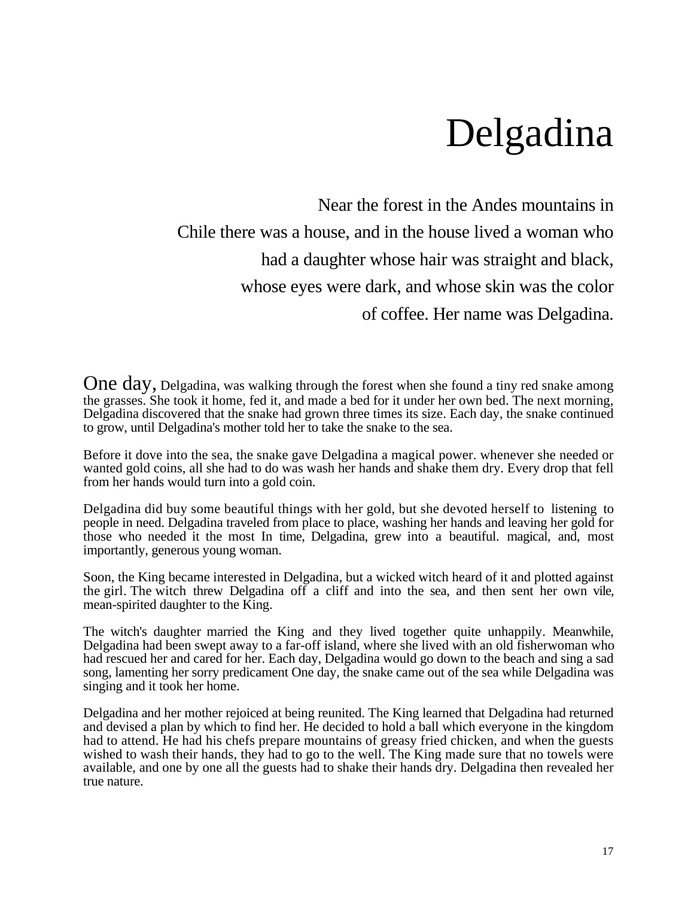# Delgadina

Near the forest in the Andes mountains in Chile there was a house, and in the house lived a woman who had a daughter whose hair was straight and black, whose eyes were dark, and whose skin was the color of coffee. Her name was Delgadina.

One day, Delgadina, was walking through the forest when she found a tiny red snake among the grasses. She took it home, fed it, and made a bed for it under her own bed. The next morning, Delgadina discovered that the snake had grown three times its size. Each day, the snake continued to grow, until Delgadina's mother told her to take the snake to the sea.

Before it dove into the sea, the snake gave Delgadina a magical power. whenever she needed or wanted gold coins, all she had to do was wash her hands and shake them dry. Every drop that fell from her hands would turn into a gold coin.

Delgadina did buy some beautiful things with her gold, but she devoted herself to listening to people in need. Delgadina traveled from place to place, washing her hands and leaving her gold for those who needed it the most In time, Delgadina, grew into a beautiful. magical, and, most importantly, generous young woman.

Soon, the King became interested in Delgadina, but a wicked witch heard of it and plotted against the girl. The witch threw Delgadina off a cliff and into the sea, and then sent her own vile, mean-spirited daughter to the King.

The witch's daughter married the King and they lived together quite unhappily. Meanwhile, Delgadina had been swept away to a far-off island, where she lived with an old fisherwoman who had rescued her and cared for her. Each day, Delgadina would go down to the beach and sing a sad song, lamenting her sorry predicament One day, the snake came out of the sea while Delgadina was singing and it took her home.

Delgadina and her mother rejoiced at being reunited. The King learned that Delgadina had returned and devised a plan by which to find her. He decided to hold a ball which everyone in the kingdom had to attend. He had his chefs prepare mountains of greasy fried chicken, and when the guests wished to wash their hands, they had to go to the well. The King made sure that no towels were available, and one by one all the guests had to shake their hands dry. Delgadina then revealed her true nature.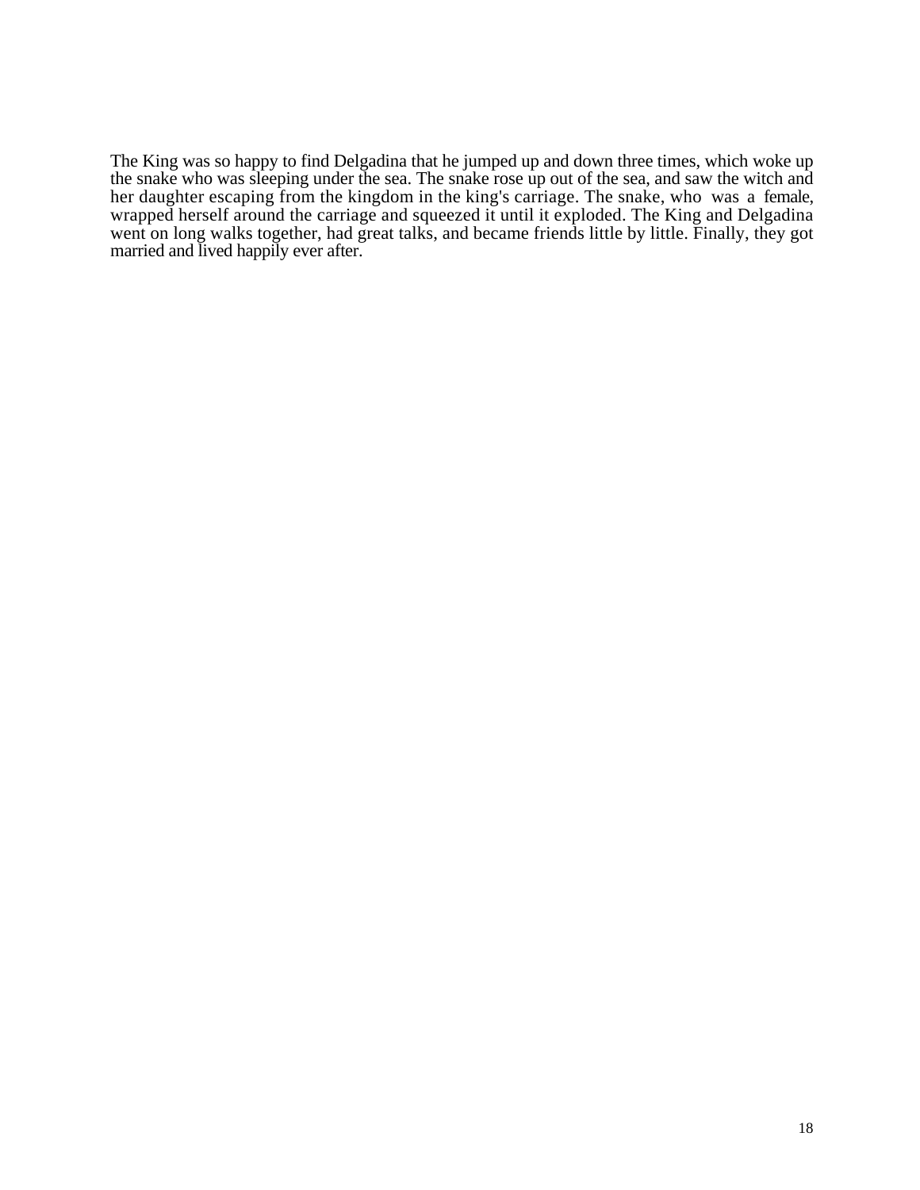The King was so happy to find Delgadina that he jumped up and down three times, which woke up the snake who was sleeping under the sea. The snake rose up out of the sea, and saw the witch and her daughter escaping from the kingdom in the king's carriage. The snake, who was a female, wrapped herself around the carriage and squeezed it until it exploded. The King and Delgadina went on long walks together, had great talks, and became friends little by little. Finally, they got married and lived happily ever after.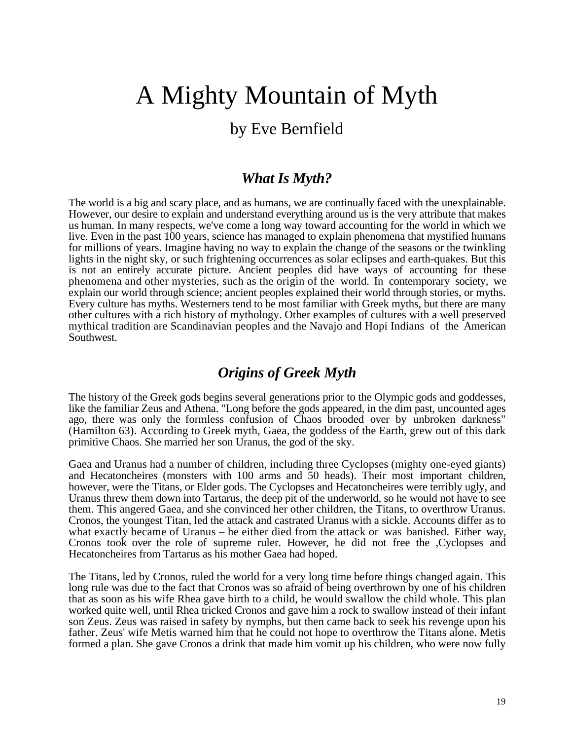# A Mighty Mountain of Myth

## by Eve Bernfield

### *What Is Myth?*

The world is a big and scary place, and as humans, we are continually faced with the unexplainable. However, our desire to explain and understand everything around us is the very attribute that makes us human. In many respects, we've come a long way toward accounting for the world in which we live. Even in the past 100 years, science has managed to explain phenomena that mystified humans for millions of years. Imagine having no way to explain the change of the seasons or the twinkling lights in the night sky, or such frightening occurrences as solar eclipses and earth-quakes. But this is not an entirely accurate picture. Ancient peoples did have ways of accounting for these phenomena and other mysteries, such as the origin of the world. In contemporary society, we explain our world through science; ancient peoples explained their world through stories, or myths. Every culture has myths. Westerners tend to be most familiar with Greek myths, but there are many other cultures with a rich history of mythology. Other examples of cultures with a well preserved mythical tradition are Scandinavian peoples and the Navajo and Hopi Indians of the American Southwest.

### *Origins of Greek Myth*

The history of the Greek gods begins several generations prior to the Olympic gods and goddesses, like the familiar Zeus and Athena. "Long before the gods appeared, in the dim past, uncounted ages ago, there was only the formless confusion of Chaos brooded over by unbroken darkness" (Hamilton 63). According to Greek myth, Gaea, the goddess of the Earth, grew out of this dark primitive Chaos. She married her son Uranus, the god of the sky.

Gaea and Uranus had a number of children, including three Cyclopses (mighty one-eyed giants) and Hecatoncheires (monsters with 100 arms and 50 heads). Their most important children, however, were the Titans, or Elder gods. The Cyclopses and Hecatoncheires were terribly ugly, and Uranus threw them down into Tartarus, the deep pit of the underworld, so he would not have to see them. This angered Gaea, and she convinced her other children, the Titans, to overthrow Uranus. Cronos, the youngest Titan, led the attack and castrated Uranus with a sickle. Accounts differ as to what exactly became of Uranus – he either died from the attack or was banished. Either way, Cronos took over the role of supreme ruler. However, he did not free the ,Cyclopses and Hecatoncheires from Tartarus as his mother Gaea had hoped.

The Titans, led by Cronos, ruled the world for a very long time before things changed again. This long rule was due to the fact that Cronos was so afraid of being overthrown by one of his children that as soon as his wife Rhea gave birth to a child, he would swallow the child whole. This plan worked quite well, until Rhea tricked Cronos and gave him a rock to swallow instead of their infant son Zeus. Zeus was raised in safety by nymphs, but then came back to seek his revenge upon his father. Zeus' wife Metis warned him that he could not hope to overthrow the Titans alone. Metis formed a plan. She gave Cronos a drink that made him vomit up his children, who were now fully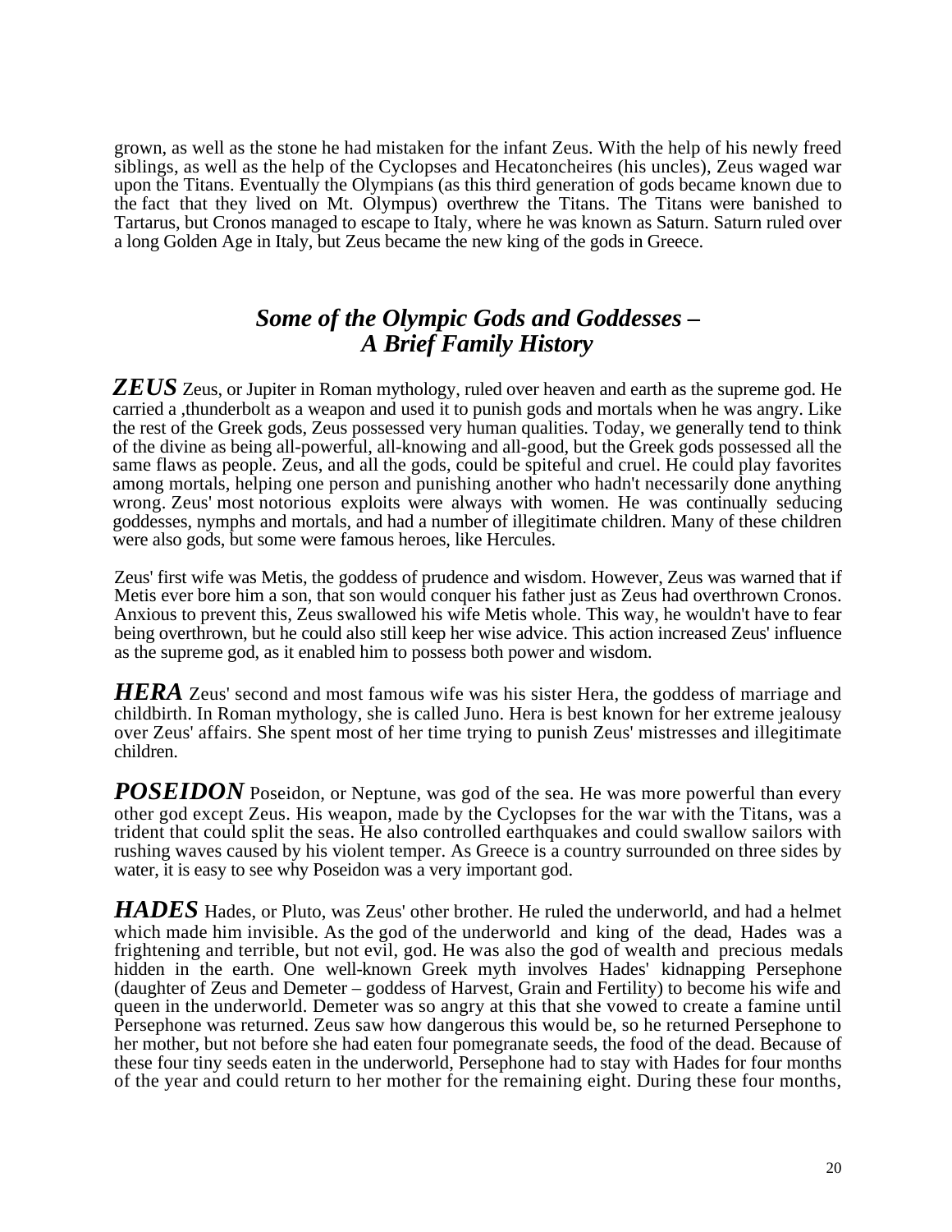grown, as well as the stone he had mistaken for the infant Zeus. With the help of his newly freed siblings, as well as the help of the Cyclopses and Hecatoncheires (his uncles), Zeus waged war upon the Titans. Eventually the Olympians (as this third generation of gods became known due to the fact that they lived on Mt. Olympus) overthrew the Titans. The Titans were banished to Tartarus, but Cronos managed to escape to Italy, where he was known as Saturn. Saturn ruled over a long Golden Age in Italy, but Zeus became the new king of the gods in Greece.

## *Some of the Olympic Gods and Goddesses – A Brief Family History*

***ZEUS*** Zeus, or Jupiter in Roman mythology, ruled over heaven and earth as the supreme god. He carried a ,thunderbolt as a weapon and used it to punish gods and mortals when he was angry. Like the rest of the Greek gods, Zeus possessed very human qualities. Today, we generally tend to think of the divine as being all-powerful, all-knowing and all-good, but the Greek gods possessed all the same flaws as people. Zeus, and all the gods, could be spiteful and cruel. He could play favorites among mortals, helping one person and punishing another who hadn't necessarily done anything wrong. Zeus' most notorious exploits were always with women. He was continually seducing goddesses, nymphs and mortals, and had a number of illegitimate children. Many of these children were also gods, but some were famous heroes, like Hercules.

Zeus' first wife was Metis, the goddess of prudence and wisdom. However, Zeus was warned that if Metis ever bore him a son, that son would conquer his father just as Zeus had overthrown Cronos. Anxious to prevent this, Zeus swallowed his wife Metis whole. This way, he wouldn't have to fear being overthrown, but he could also still keep her wise advice. This action increased Zeus' influence as the supreme god, as it enabled him to possess both power and wisdom.

***HERA*** Zeus' second and most famous wife was his sister Hera, the goddess of marriage and childbirth. In Roman mythology, she is called Juno. Hera is best known for her extreme jealousy over Zeus' affairs. She spent most of her time trying to punish Zeus' mistresses and illegitimate children.

***POSEIDON*** Poseidon, or Neptune, was god of the sea. He was more powerful than every other god except Zeus. His weapon, made by the Cyclopses for the war with the Titans, was a trident that could split the seas. He also controlled earthquakes and could swallow sailors with rushing waves caused by his violent temper. As Greece is a country surrounded on three sides by water, it is easy to see why Poseidon was a very important god.

***HADES*** Hades, or Pluto, was Zeus' other brother. He ruled the underworld, and had a helmet which made him invisible. As the god of the underworld and king of the dead, Hades was a frightening and terrible, but not evil, god. He was also the god of wealth and precious medals hidden in the earth. One well-known Greek myth involves Hades' kidnapping Persephone (daughter of Zeus and Demeter – goddess of Harvest, Grain and Fertility) to become his wife and queen in the underworld. Demeter was so angry at this that she vowed to create a famine until Persephone was returned. Zeus saw how dangerous this would be, so he returned Persephone to her mother, but not before she had eaten four pomegranate seeds, the food of the dead. Because of these four tiny seeds eaten in the underworld, Persephone had to stay with Hades for four months of the year and could return to her mother for the remaining eight. During these four months,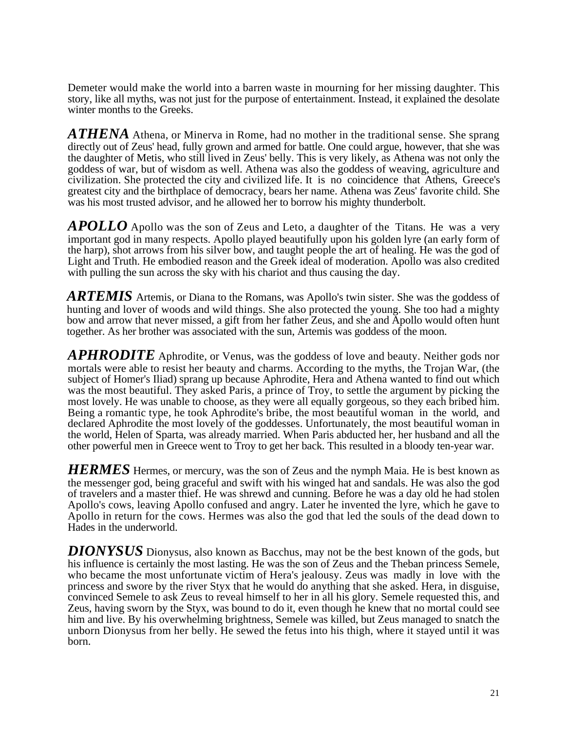Demeter would make the world into a barren waste in mourning for her missing daughter. This story, like all myths, was not just for the purpose of entertainment. Instead, it explained the desolate winter months to the Greeks.

***ATHENA*** Athena, or Minerva in Rome, had no mother in the traditional sense. She sprang directly out of Zeus' head, fully grown and armed for battle. One could argue, however, that she was the daughter of Metis, who still lived in Zeus' belly. This is very likely, as Athena was not only the goddess of war, but of wisdom as well. Athena was also the goddess of weaving, agriculture and civilization. She protected the city and civilized life. It is no coincidence that Athens, Greece's greatest city and the birthplace of democracy, bears her name. Athena was Zeus' favorite child. She was his most trusted advisor, and he allowed her to borrow his mighty thunderbolt.

***APOLLO*** Apollo was the son of Zeus and Leto, a daughter of the Titans. He was a very important god in many respects. Apollo played beautifully upon his golden lyre (an early form of the harp), shot arrows from his silver bow, and taught people the art of healing. He was the god of Light and Truth. He embodied reason and the Greek ideal of moderation. Apollo was also credited with pulling the sun across the sky with his chariot and thus causing the day.

***ARTEMIS*** Artemis, or Diana to the Romans, was Apollo's twin sister. She was the goddess of hunting and lover of woods and wild things. She also protected the young. She too had a mighty bow and arrow that never missed, a gift from her father Zeus, and she and Apollo would often hunt together. As her brother was associated with the sun, Artemis was goddess of the moon.

***APHRODITE*** Aphrodite, or Venus, was the goddess of love and beauty. Neither gods nor mortals were able to resist her beauty and charms. According to the myths, the Trojan War, (the subject of Homer's Iliad) sprang up because Aphrodite, Hera and Athena wanted to find out which was the most beautiful. They asked Paris, a prince of Troy, to settle the argument by picking the most lovely. He was unable to choose, as they were all equally gorgeous, so they each bribed him. Being a romantic type, he took Aphrodite's bribe, the most beautiful woman in the world, and declared Aphrodite the most lovely of the goddesses. Unfortunately, the most beautiful woman in the world, Helen of Sparta, was already married. When Paris abducted her, her husband and all the other powerful men in Greece went to Troy to get her back. This resulted in a bloody ten-year war.

***HERMES*** Hermes, or mercury, was the son of Zeus and the nymph Maia. He is best known as the messenger god, being graceful and swift with his winged hat and sandals. He was also the god of travelers and a master thief. He was shrewd and cunning. Before he was a day old he had stolen Apollo's cows, leaving Apollo confused and angry. Later he invented the lyre, which he gave to Apollo in return for the cows. Hermes was also the god that led the souls of the dead down to Hades in the underworld.

***DIONYSUS*** Dionysus, also known as Bacchus, may not be the best known of the gods, but his influence is certainly the most lasting. He was the son of Zeus and the Theban princess Semele, who became the most unfortunate victim of Hera's jealousy. Zeus was madly in love with the princess and swore by the river Styx that he would do anything that she asked. Hera, in disguise, convinced Semele to ask Zeus to reveal himself to her in all his glory. Semele requested this, and Zeus, having sworn by the Styx, was bound to do it, even though he knew that no mortal could see him and live. By his overwhelming brightness, Semele was killed, but Zeus managed to snatch the unborn Dionysus from her belly. He sewed the fetus into his thigh, where it stayed until it was born.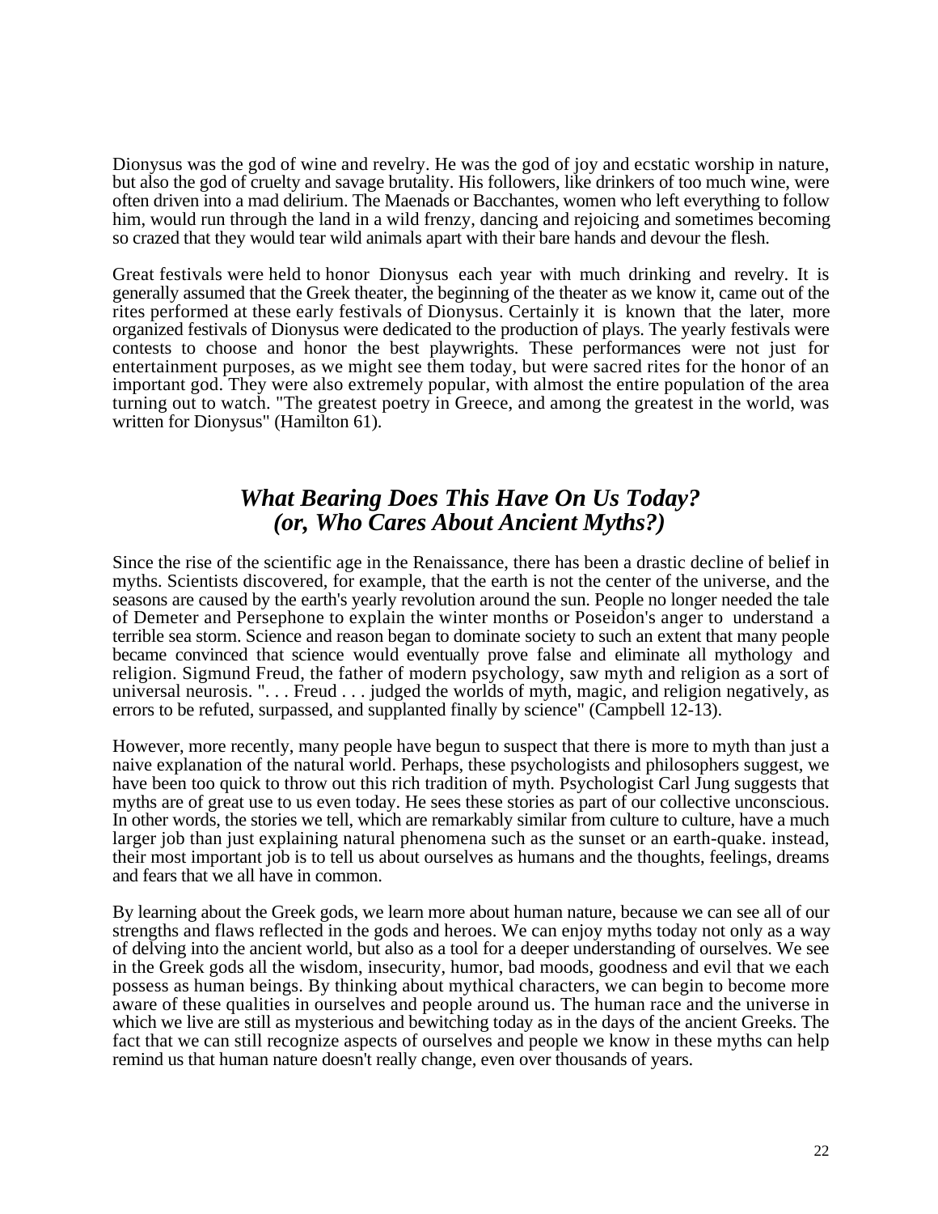Dionysus was the god of wine and revelry. He was the god of joy and ecstatic worship in nature, but also the god of cruelty and savage brutality. His followers, like drinkers of too much wine, were often driven into a mad delirium. The Maenads or Bacchantes, women who left everything to follow him, would run through the land in a wild frenzy, dancing and rejoicing and sometimes becoming so crazed that they would tear wild animals apart with their bare hands and devour the flesh.

Great festivals were held to honor Dionysus each year with much drinking and revelry. It is generally assumed that the Greek theater, the beginning of the theater as we know it, came out of the rites performed at these early festivals of Dionysus. Certainly it is known that the later, more organized festivals of Dionysus were dedicated to the production of plays. The yearly festivals were contests to choose and honor the best playwrights. These performances were not just for entertainment purposes, as we might see them today, but were sacred rites for the honor of an important god. They were also extremely popular, with almost the entire population of the area turning out to watch. "The greatest poetry in Greece, and among the greatest in the world, was written for Dionysus" (Hamilton 61).

## *What Bearing Does This Have On Us Today?* *(or, Who Cares About Ancient Myths?)*

Since the rise of the scientific age in the Renaissance, there has been a drastic decline of belief in myths. Scientists discovered, for example, that the earth is not the center of the universe, and the seasons are caused by the earth's yearly revolution around the sun. People no longer needed the tale of Demeter and Persephone to explain the winter months or Poseidon's anger to understand a terrible sea storm. Science and reason began to dominate society to such an extent that many people became convinced that science would eventually prove false and eliminate all mythology and religion. Sigmund Freud, the father of modern psychology, saw myth and religion as a sort of universal neurosis. ". . . Freud . . . judged the worlds of myth, magic, and religion negatively, as errors to be refuted, surpassed, and supplanted finally by science" (Campbell 12-13).

However, more recently, many people have begun to suspect that there is more to myth than just a naive explanation of the natural world. Perhaps, these psychologists and philosophers suggest, we have been too quick to throw out this rich tradition of myth. Psychologist Carl Jung suggests that myths are of great use to us even today. He sees these stories as part of our collective unconscious. In other words, the stories we tell, which are remarkably similar from culture to culture, have a much larger job than just explaining natural phenomena such as the sunset or an earth-quake. instead, their most important job is to tell us about ourselves as humans and the thoughts, feelings, dreams and fears that we all have in common.

By learning about the Greek gods, we learn more about human nature, because we can see all of our strengths and flaws reflected in the gods and heroes. We can enjoy myths today not only as a way of delving into the ancient world, but also as a tool for a deeper understanding of ourselves. We see in the Greek gods all the wisdom, insecurity, humor, bad moods, goodness and evil that we each possess as human beings. By thinking about mythical characters, we can begin to become more aware of these qualities in ourselves and people around us. The human race and the universe in which we live are still as mysterious and bewitching today as in the days of the ancient Greeks. The fact that we can still recognize aspects of ourselves and people we know in these myths can help remind us that human nature doesn't really change, even over thousands of years.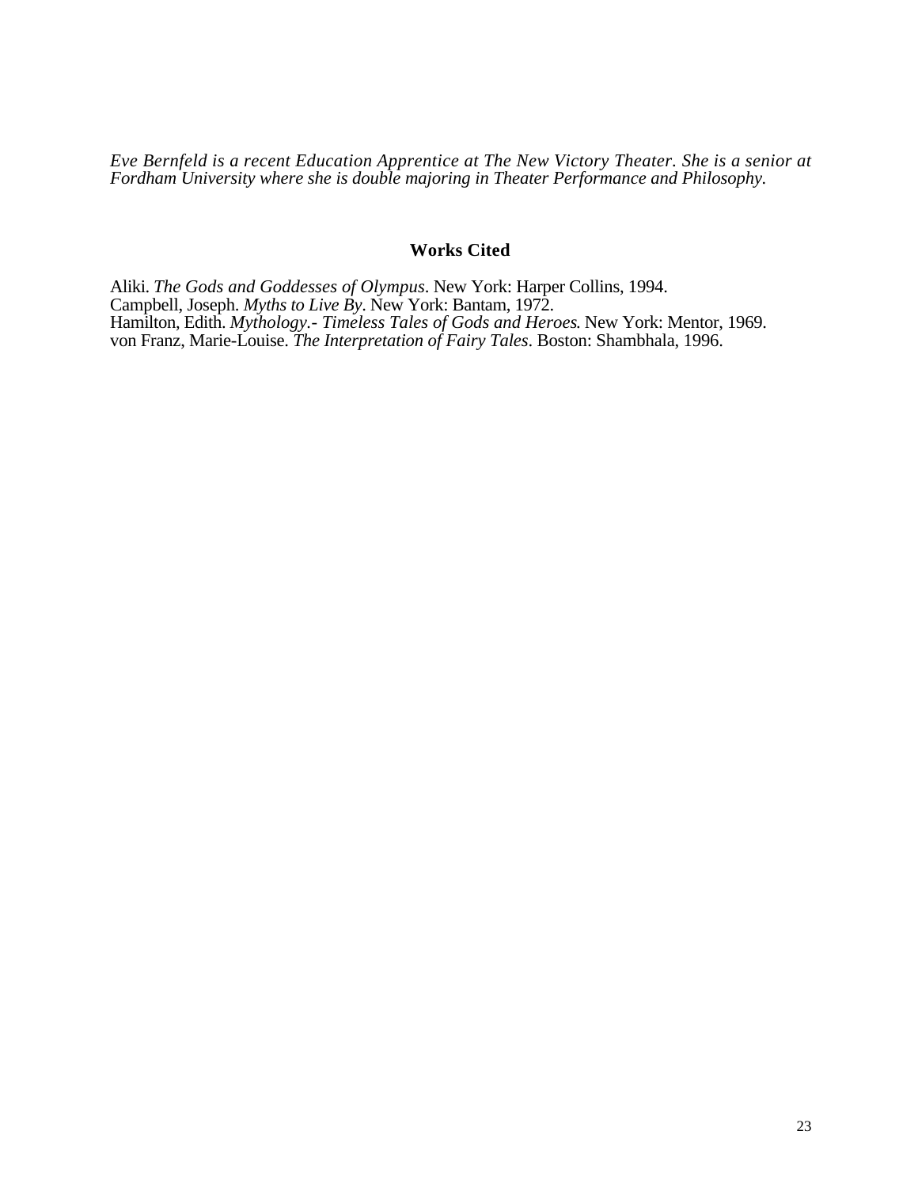*Eve Bernfeld is a recent Education Apprentice at The New Victory Theater. She is a senior at Fordham University where she is double majoring in Theater Performance and Philosophy.*

## Works Cited

Aliki. *The Gods and Goddesses of Olympus*. New York: Harper Collins, 1994.
Campbell, Joseph. *Myths to Live By*. New York: Bantam, 1972.
Hamilton, Edith. *Mythology.- Timeless Tales of Gods and Heroes*. New York: Mentor, 1969.
von Franz, Marie-Louise. *The Interpretation of Fairy Tales*. Boston: Shambhala, 1996.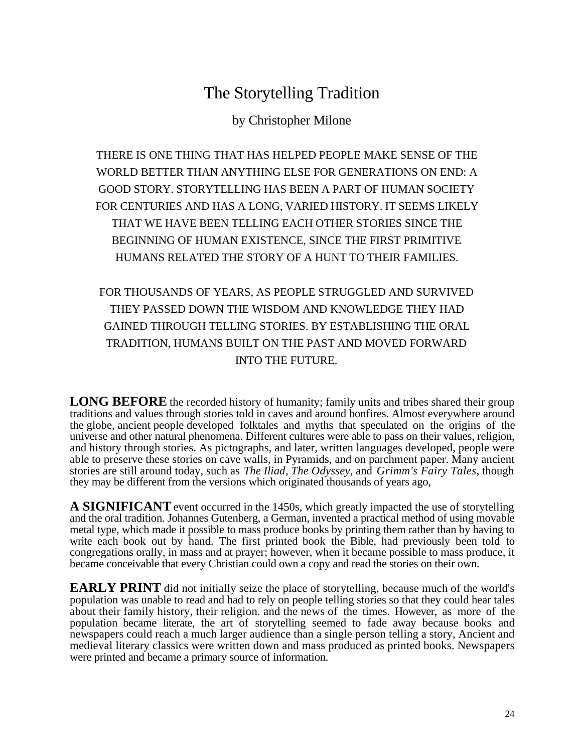# The Storytelling Tradition

by Christopher Milone

THERE IS ONE THING THAT HAS HELPED PEOPLE MAKE SENSE OF THE WORLD BETTER THAN ANYTHING ELSE FOR GENERATIONS ON END: A GOOD STORY. STORYTELLING HAS BEEN A PART OF HUMAN SOCIETY FOR CENTURIES AND HAS A LONG, VARIED HISTORY. IT SEEMS LIKELY THAT WE HAVE BEEN TELLING EACH OTHER STORIES SINCE THE BEGINNING OF HUMAN EXISTENCE, SINCE THE FIRST PRIMITIVE HUMANS RELATED THE STORY OF A HUNT TO THEIR FAMILIES.

FOR THOUSANDS OF YEARS, AS PEOPLE STRUGGLED AND SURVIVED THEY PASSED DOWN THE WISDOM AND KNOWLEDGE THEY HAD GAINED THROUGH TELLING STORIES. BY ESTABLISHING THE ORAL TRADITION, HUMANS BUILT ON THE PAST AND MOVED FORWARD INTO THE FUTURE.

**LONG BEFORE** the recorded history of humanity; family units and tribes shared their group traditions and values through stories told in caves and around bonfires. Almost everywhere around the globe, ancient people developed folktales and myths that speculated on the origins of the universe and other natural phenomena. Different cultures were able to pass on their values, religion, and history through stories. As pictographs, and later, written languages developed, people were able to preserve these stories on cave walls, in Pyramids, and on parchment paper. Many ancient stories are still around today, such as *The Iliad*, *The Odyssey*, and *Grimm's Fairy Tales*, though they may be different from the versions which originated thousands of years ago,

**A SIGNIFICANT** event occurred in the 1450s, which greatly impacted the use of storytelling and the oral tradition. Johannes Gutenberg, a German, invented a practical method of using movable metal type, which made it possible to mass produce books by printing them rather than by having to write each book out by hand. The first printed book the Bible, had previously been told to congregations orally, in mass and at prayer; however, when it became possible to mass produce, it became conceivable that every Christian could own a copy and read the stories on their own.

**EARLY PRINT** did not initially seize the place of storytelling, because much of the world's population was unable to read and had to rely on people telling stories so that they could hear tales about their family history, their religion. and the news of the times. However, as more of the population became literate, the art of storytelling seemed to fade away because books and newspapers could reach a much larger audience than a single person telling a story, Ancient and medieval literary classics were written down and mass produced as printed books. Newspapers were printed and became a primary source of information.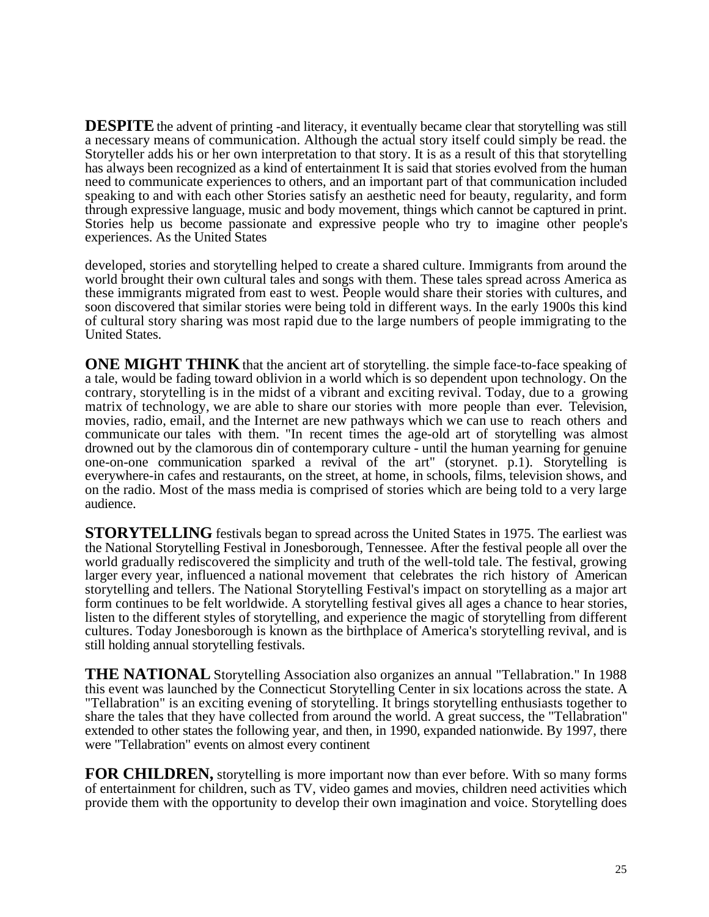**DESPITE** the advent of printing -and literacy, it eventually became clear that storytelling was still a necessary means of communication. Although the actual story itself could simply be read. the Storyteller adds his or her own interpretation to that story. It is as a result of this that storytelling has always been recognized as a kind of entertainment It is said that stories evolved from the human need to communicate experiences to others, and an important part of that communication included speaking to and with each other Stories satisfy an aesthetic need for beauty, regularity, and form through expressive language, music and body movement, things which cannot be captured in print. Stories help us become passionate and expressive people who try to imagine other people's experiences. As the United States

developed, stories and storytelling helped to create a shared culture. Immigrants from around the world brought their own cultural tales and songs with them. These tales spread across America as these immigrants migrated from east to west. People would share their stories with cultures, and soon discovered that similar stories were being told in different ways. In the early 1900s this kind of cultural story sharing was most rapid due to the large numbers of people immigrating to the United States.

**ONE MIGHT THINK** that the ancient art of storytelling. the simple face-to-face speaking of a tale, would be fading toward oblivion in a world which is so dependent upon technology. On the contrary, storytelling is in the midst of a vibrant and exciting revival. Today, due to a growing matrix of technology, we are able to share our stories with more people than ever. Television, movies, radio, email, and the Internet are new pathways which we can use to reach others and communicate our tales with them. "In recent times the age-old art of storytelling was almost drowned out by the clamorous din of contemporary culture - until the human yearning for genuine one-on-one communication sparked a revival of the art" (storynet. p.1). Storytelling is everywhere-in cafes and restaurants, on the street, at home, in schools, films, television shows, and on the radio. Most of the mass media is comprised of stories which are being told to a very large audience.

**STORYTELLING** festivals began to spread across the United States in 1975. The earliest was the National Storytelling Festival in Jonesborough, Tennessee. After the festival people all over the world gradually rediscovered the simplicity and truth of the well-told tale. The festival, growing larger every year, influenced a national movement that celebrates the rich history of American storytelling and tellers. The National Storytelling Festival's impact on storytelling as a major art form continues to be felt worldwide. A storytelling festival gives all ages a chance to hear stories, listen to the different styles of storytelling, and experience the magic of storytelling from different cultures. Today Jonesborough is known as the birthplace of America's storytelling revival, and is still holding annual storytelling festivals.

**THE NATIONAL** Storytelling Association also organizes an annual "Tellabration." In 1988 this event was launched by the Connecticut Storytelling Center in six locations across the state. A "Tellabration" is an exciting evening of storytelling. It brings storytelling enthusiasts together to share the tales that they have collected from around the world. A great success, the "Tellabration" extended to other states the following year, and then, in 1990, expanded nationwide. By 1997, there were "Tellabration" events on almost every continent

**FOR CHILDREN,** storytelling is more important now than ever before. With so many forms of entertainment for children, such as TV, video games and movies, children need activities which provide them with the opportunity to develop their own imagination and voice. Storytelling does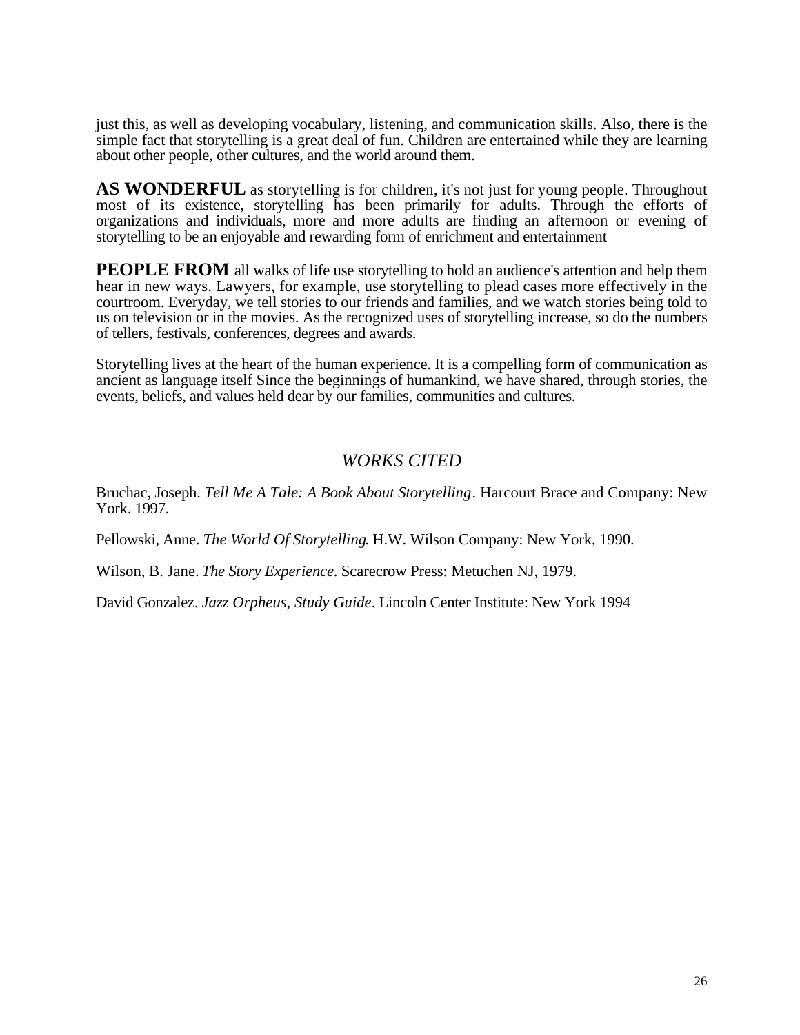just this, as well as developing vocabulary, listening, and communication skills. Also, there is the simple fact that storytelling is a great deal of fun. Children are entertained while they are learning about other people, other cultures, and the world around them.

**AS WONDERFUL** as storytelling is for children, it's not just for young people. Throughout most of its existence, storytelling has been primarily for adults. Through the efforts of organizations and individuals, more and more adults are finding an afternoon or evening of storytelling to be an enjoyable and rewarding form of enrichment and entertainment

**PEOPLE FROM** all walks of life use storytelling to hold an audience's attention and help them hear in new ways. Lawyers, for example, use storytelling to plead cases more effectively in the courtroom. Everyday, we tell stories to our friends and families, and we watch stories being told to us on television or in the movies. As the recognized uses of storytelling increase, so do the numbers of tellers, festivals, conferences, degrees and awards.

Storytelling lives at the heart of the human experience. It is a compelling form of communication as ancient as language itself Since the beginnings of humankind, we have shared, through stories, the events, beliefs, and values held dear by our families, communities and cultures.

## *WORKS CITED*

Bruchac, Joseph. *Tell Me A Tale: A Book About Storytelling*. Harcourt Brace and Company: New York. 1997.

Pellowski, Anne. *The World Of Storytelling*. H.W. Wilson Company: New York, 1990.

Wilson, B. Jane. *The Story Experience*. Scarecrow Press: Metuchen NJ, 1979.

David Gonzalez. *Jazz Orpheus, Study Guide*. Lincoln Center Institute: New York 1994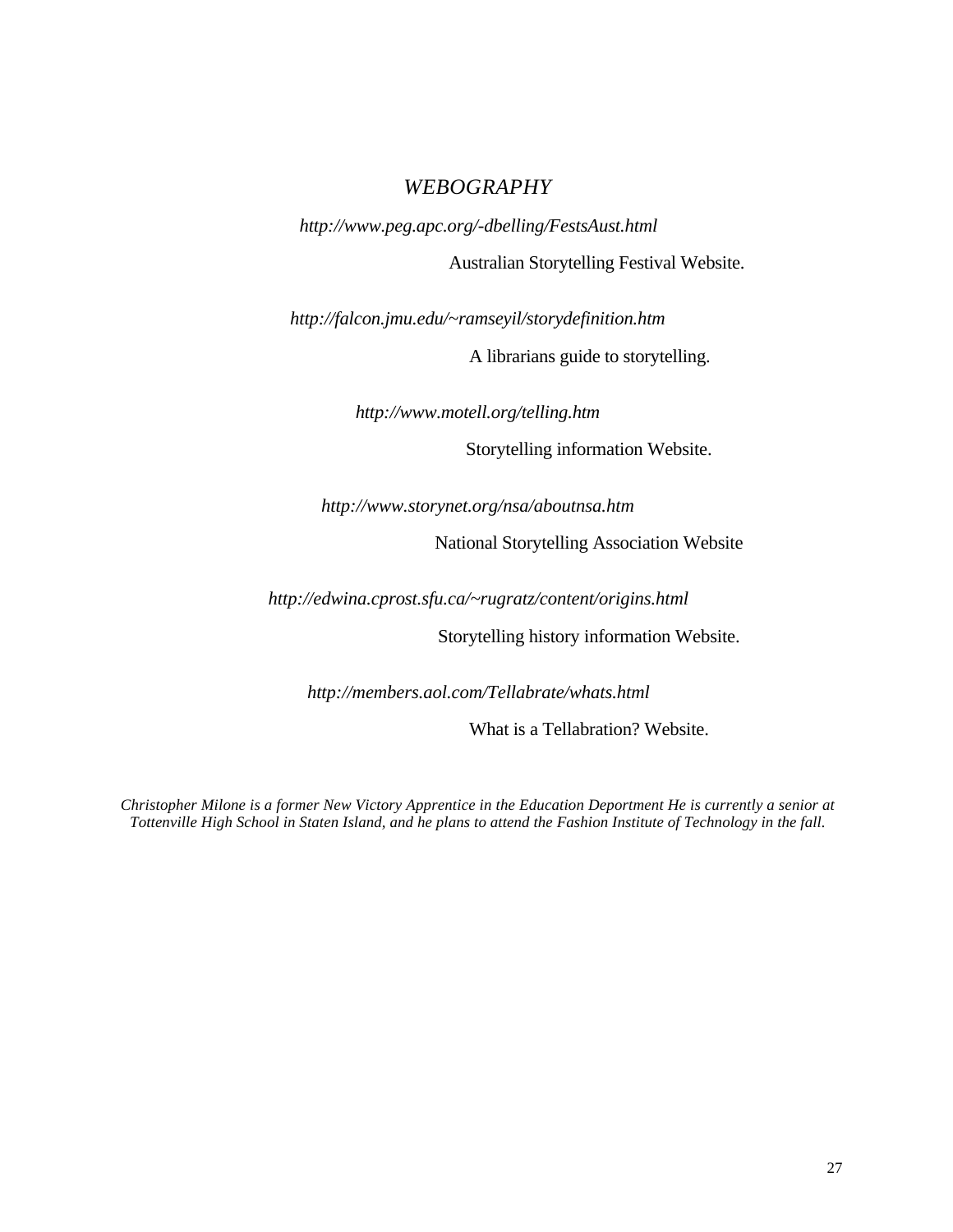## *WEBOGRAPHY*

*http://www.peg.apc.org/-dbelling/FestsAust.html*

Australian Storytelling Festival Website.

*http://falcon.jmu.edu/~ramseyil/storydefinition.htm*

A librarians guide to storytelling.

*http://www.motell.org/telling.htm*

Storytelling information Website.

*http://www.storynet.org/nsa/aboutnsa.htm*

National Storytelling Association Website

*http://edwina.cprost.sfu.ca/~rugratz/content/origins.html*

Storytelling history information Website.

*http://members.aol.com/Tellabrate/whats.html*

What is a Tellabration? Website.

*Christopher Milone is a former New Victory Apprentice in the Education Deportment He is currently a senior at Tottenville High School in Staten Island, and he plans to attend the Fashion Institute of Technology in the fall.*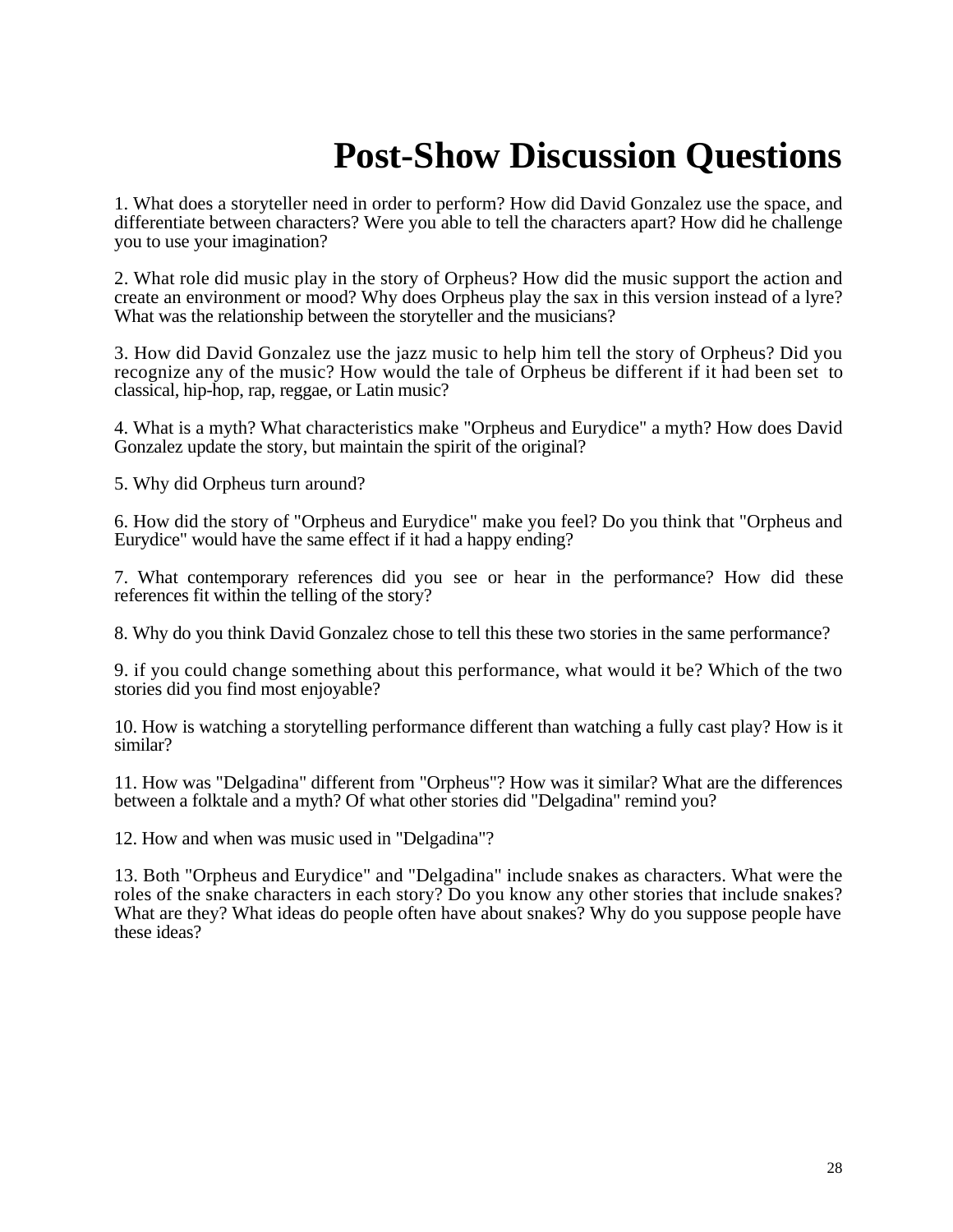# Post-Show Discussion Questions

1. What does a storyteller need in order to perform? How did David Gonzalez use the space, and differentiate between characters? Were you able to tell the characters apart? How did he challenge you to use your imagination?

2. What role did music play in the story of Orpheus? How did the music support the action and create an environment or mood? Why does Orpheus play the sax in this version instead of a lyre? What was the relationship between the storyteller and the musicians?

3. How did David Gonzalez use the jazz music to help him tell the story of Orpheus? Did you recognize any of the music? How would the tale of Orpheus be different if it had been set to classical, hip-hop, rap, reggae, or Latin music?

4. What is a myth? What characteristics make "Orpheus and Eurydice" a myth? How does David Gonzalez update the story, but maintain the spirit of the original?

5. Why did Orpheus turn around?

6. How did the story of "Orpheus and Eurydice" make you feel? Do you think that "Orpheus and Eurydice" would have the same effect if it had a happy ending?

7. What contemporary references did you see or hear in the performance? How did these references fit within the telling of the story?

8. Why do you think David Gonzalez chose to tell this these two stories in the same performance?

9. if you could change something about this performance, what would it be? Which of the two stories did you find most enjoyable?

10. How is watching a storytelling performance different than watching a fully cast play? How is it similar?

11. How was "Delgadina" different from "Orpheus"? How was it similar? What are the differences between a folktale and a myth? Of what other stories did "Delgadina" remind you?

12. How and when was music used in "Delgadina"?

13. Both "Orpheus and Eurydice" and "Delgadina" include snakes as characters. What were the roles of the snake characters in each story? Do you know any other stories that include snakes? What are they? What ideas do people often have about snakes? Why do you suppose people have these ideas?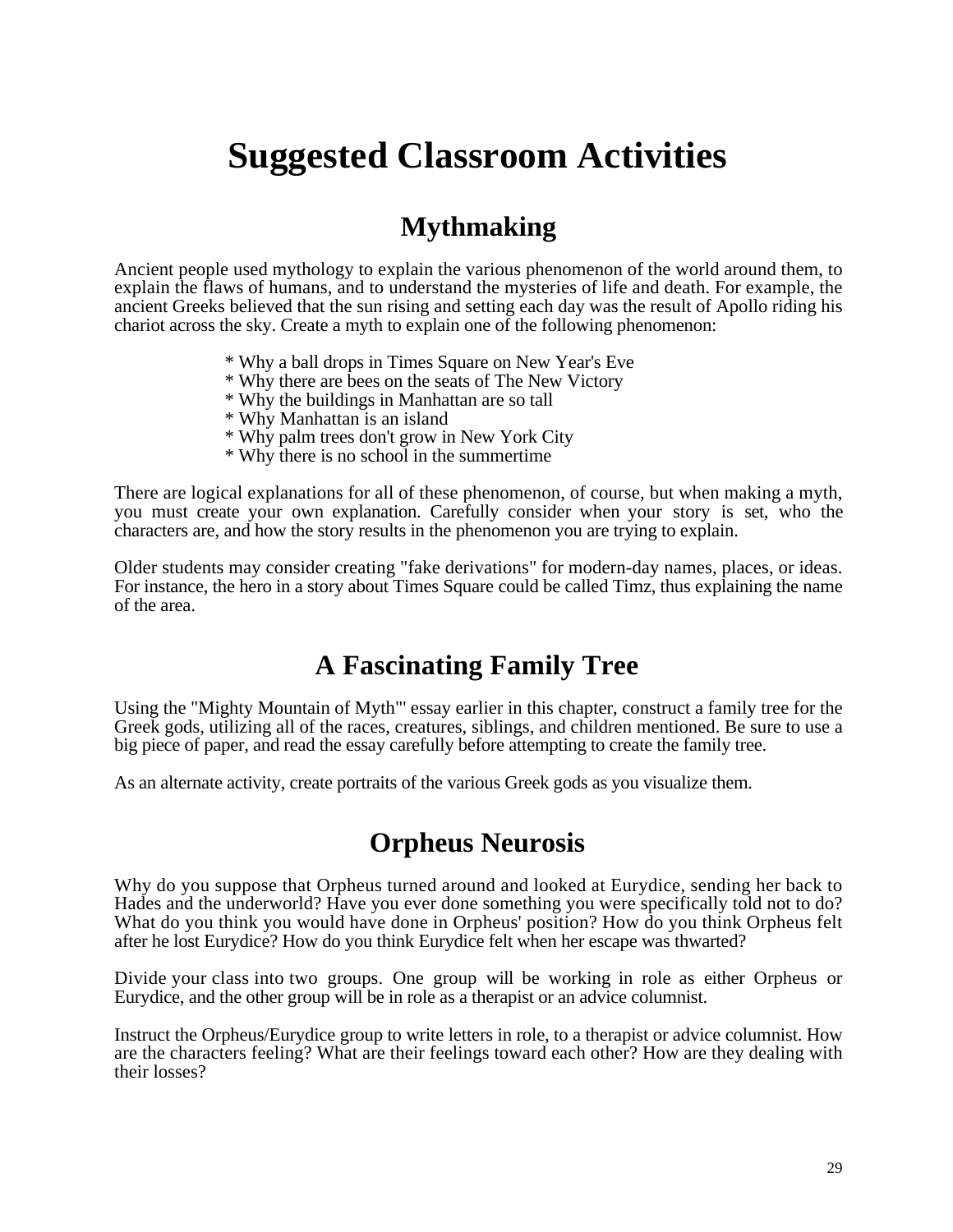# Suggested Classroom Activities

## Mythmaking

Ancient people used mythology to explain the various phenomenon of the world around them, to explain the flaws of humans, and to understand the mysteries of life and death. For example, the ancient Greeks believed that the sun rising and setting each day was the result of Apollo riding his chariot across the sky. Create a myth to explain one of the following phenomenon:

* Why a ball drops in Times Square on New Year's Eve
* Why there are bees on the seats of The New Victory
* Why the buildings in Manhattan are so tall
* Why Manhattan is an island
* Why palm trees don't grow in New York City
* Why there is no school in the summertime

There are logical explanations for all of these phenomenon, of course, but when making a myth, you must create your own explanation. Carefully consider when your story is set, who the characters are, and how the story results in the phenomenon you are trying to explain.

Older students may consider creating "fake derivations" for modern-day names, places, or ideas. For instance, the hero in a story about Times Square could be called Timz, thus explaining the name of the area.

## A Fascinating Family Tree

Using the "Mighty Mountain of Myth'" essay earlier in this chapter, construct a family tree for the Greek gods, utilizing all of the races, creatures, siblings, and children mentioned. Be sure to use a big piece of paper, and read the essay carefully before attempting to create the family tree.

As an alternate activity, create portraits of the various Greek gods as you visualize them.

## Orpheus Neurosis

Why do you suppose that Orpheus turned around and looked at Eurydice, sending her back to Hades and the underworld? Have you ever done something you were specifically told not to do? What do you think you would have done in Orpheus' position? How do you think Orpheus felt after he lost Eurydice? How do you think Eurydice felt when her escape was thwarted?

Divide your class into two groups. One group will be working in role as either Orpheus or Eurydice, and the other group will be in role as a therapist or an advice columnist.

Instruct the Orpheus/Eurydice group to write letters in role, to a therapist or advice columnist. How are the characters feeling? What are their feelings toward each other? How are they dealing with their losses?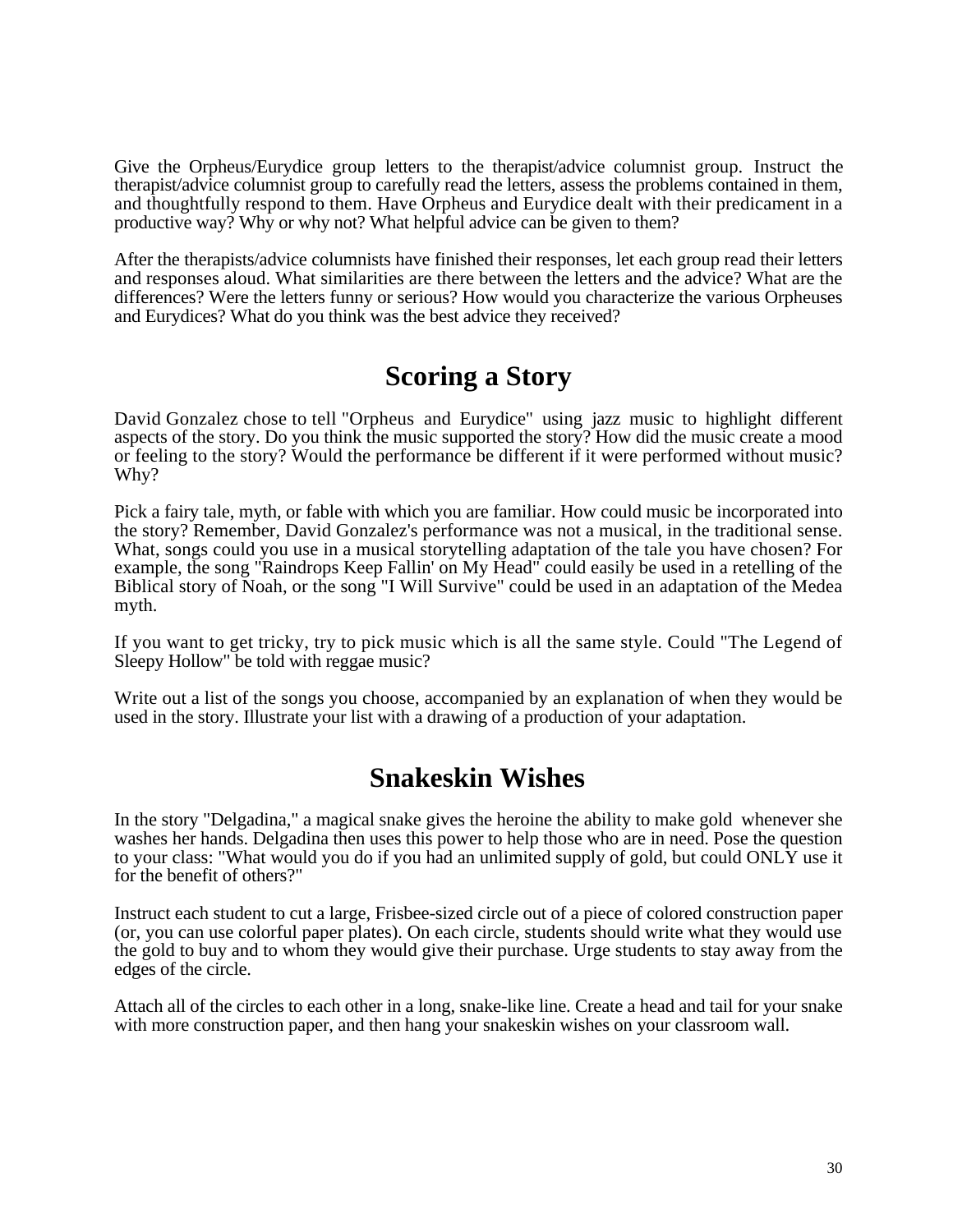Give the Orpheus/Eurydice group letters to the therapist/advice columnist group. Instruct the therapist/advice columnist group to carefully read the letters, assess the problems contained in them, and thoughtfully respond to them. Have Orpheus and Eurydice dealt with their predicament in a productive way? Why or why not? What helpful advice can be given to them?

After the therapists/advice columnists have finished their responses, let each group read their letters and responses aloud. What similarities are there between the letters and the advice? What are the differences? Were the letters funny or serious? How would you characterize the various Orpheuses and Eurydices? What do you think was the best advice they received?

## Scoring a Story

David Gonzalez chose to tell "Orpheus and Eurydice" using jazz music to highlight different aspects of the story. Do you think the music supported the story? How did the music create a mood or feeling to the story? Would the performance be different if it were performed without music? Why?

Pick a fairy tale, myth, or fable with which you are familiar. How could music be incorporated into the story? Remember, David Gonzalez's performance was not a musical, in the traditional sense. What, songs could you use in a musical storytelling adaptation of the tale you have chosen? For example, the song "Raindrops Keep Fallin' on My Head" could easily be used in a retelling of the Biblical story of Noah, or the song "I Will Survive" could be used in an adaptation of the Medea myth.

If you want to get tricky, try to pick music which is all the same style. Could "The Legend of Sleepy Hollow" be told with reggae music?

Write out a list of the songs you choose, accompanied by an explanation of when they would be used in the story. Illustrate your list with a drawing of a production of your adaptation.

## Snakeskin Wishes

In the story "Delgadina," a magical snake gives the heroine the ability to make gold whenever she washes her hands. Delgadina then uses this power to help those who are in need. Pose the question to your class: "What would you do if you had an unlimited supply of gold, but could ONLY use it for the benefit of others?"

Instruct each student to cut a large, Frisbee-sized circle out of a piece of colored construction paper (or, you can use colorful paper plates). On each circle, students should write what they would use the gold to buy and to whom they would give their purchase. Urge students to stay away from the edges of the circle.

Attach all of the circles to each other in a long, snake-like line. Create a head and tail for your snake with more construction paper, and then hang your snakeskin wishes on your classroom wall.